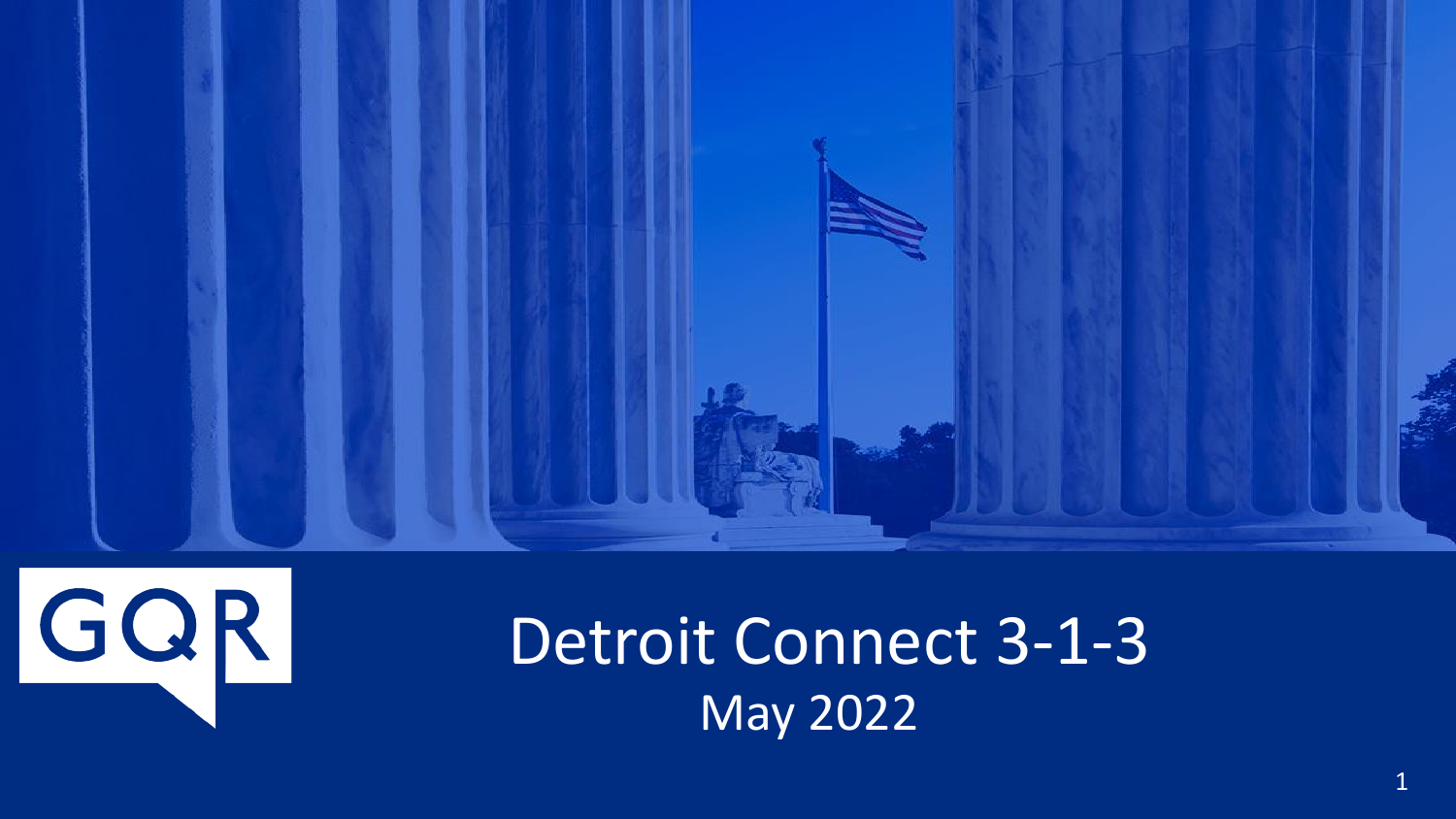GQR

# Detroit Connect 3-1-3

May 2022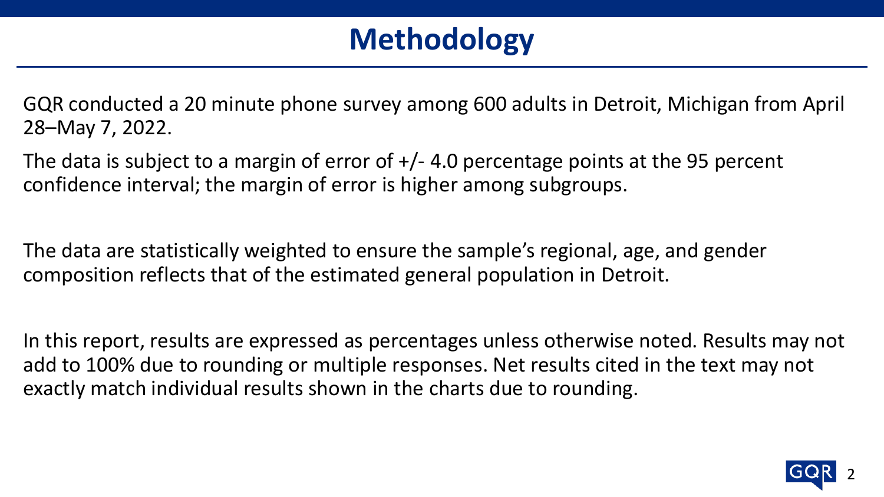# Methodology

GQR conducted a 20 minute phone survey among 600 adults in Detroit, Michigan from April 28–May 7, 2022.

The data is subject to a margin of error of +/- 4.0 percentage points at the 95 percent confidence interval; the margin of error is higher among subgroups.

The data are statistically weighted to ensure the sample's regional, age, and gender composition reflects that of the estimated general population in Detroit.

In this report, results are expressed as percentages unless otherwise noted. Results may not add to 100% due to rounding or multiple responses. Net results cited in the text may not exactly match individual results shown in the charts due to rounding.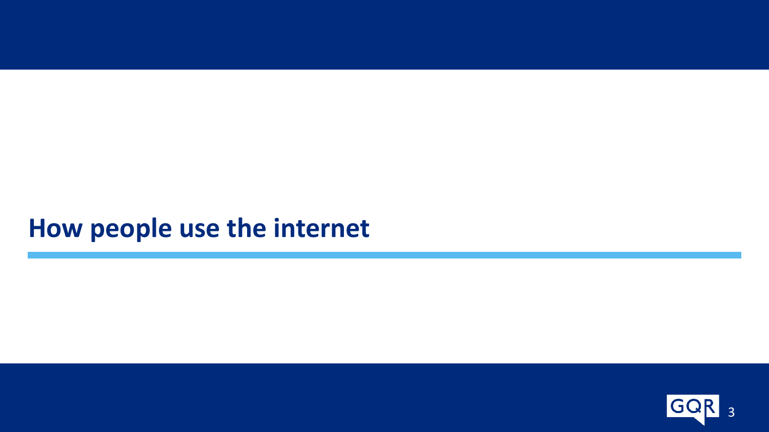# How people use the internet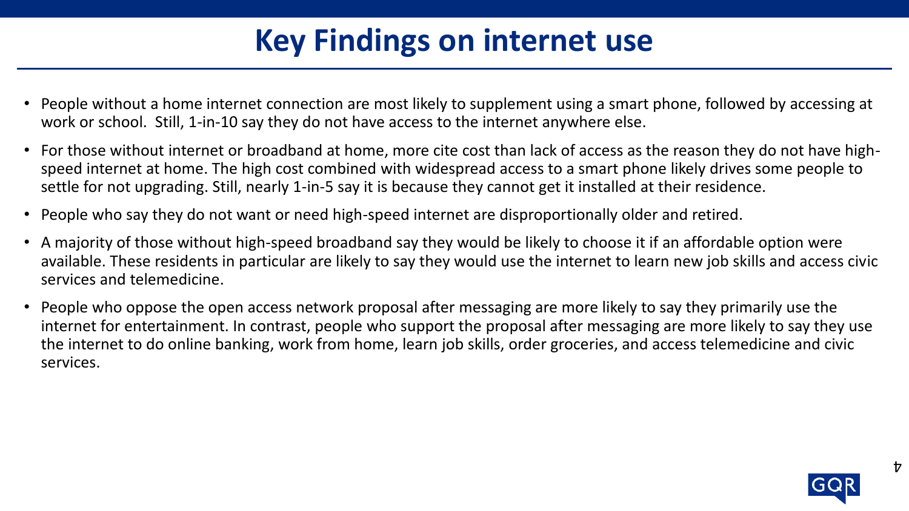# Key Findings on internet use

- People without a home internet connection are most likely to supplement using a smart phone, followed by accessing at work or school. Still, 1-in-10 say they do not have access to the internet anywhere else.
- For those without internet or broadband at home, more cite cost than lack of access as the reason they do not have high-speed internet at home. The high cost combined with widespread access to a smart phone likely drives some people to settle for not upgrading. Still, nearly 1-in-5 say it is because they cannot get it installed at their residence.
- People who say they do not want or need high-speed internet are disproportionally older and retired.
- A majority of those without high-speed broadband say they would be likely to choose it if an affordable option were available. These residents in particular are likely to say they would use the internet to learn new job skills and access civic services and telemedicine.
- People who oppose the open access network proposal after messaging are more likely to say they primarily use the internet for entertainment. In contrast, people who support the proposal after messaging are more likely to say they use the internet to do online banking, work from home, learn job skills, order groceries, and access telemedicine and civic services.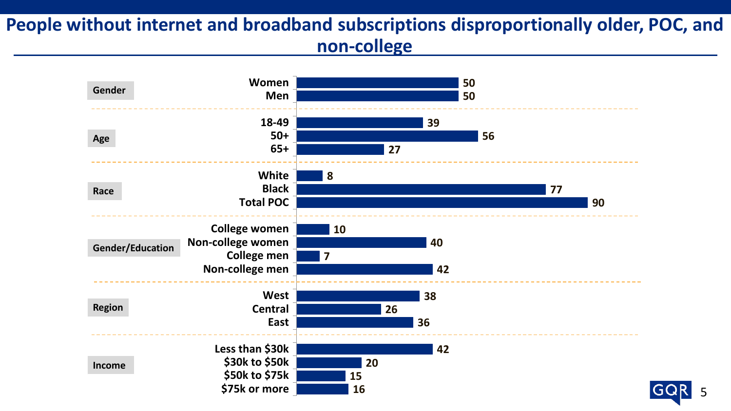# People without internet and broadband subscriptions disproportionally older, POC, and non-college

| Category | Group | Value |
|---|---|---|
| Gender | Women | 50 |
| | Men | 50 |
| Age | 18-49 | 39 |
| | 50+ | 56 |
| | 65+ | 27 |
| Race | White | 8 |
| | Black | 77 |
| | Total POC | 90 |
| Gender/Education | College women | 10 |
| | Non-college women | 40 |
| | College men | 7 |
| | Non-college men | 42 |
| Region | West | 38 |
| | Central | 26 |
| | East | 36 |
| Income | Less than $30k | 42 |
| | $30k to $50k | 20 |
| | $50k to $75k | 15 |
| | $75k or more | 16 |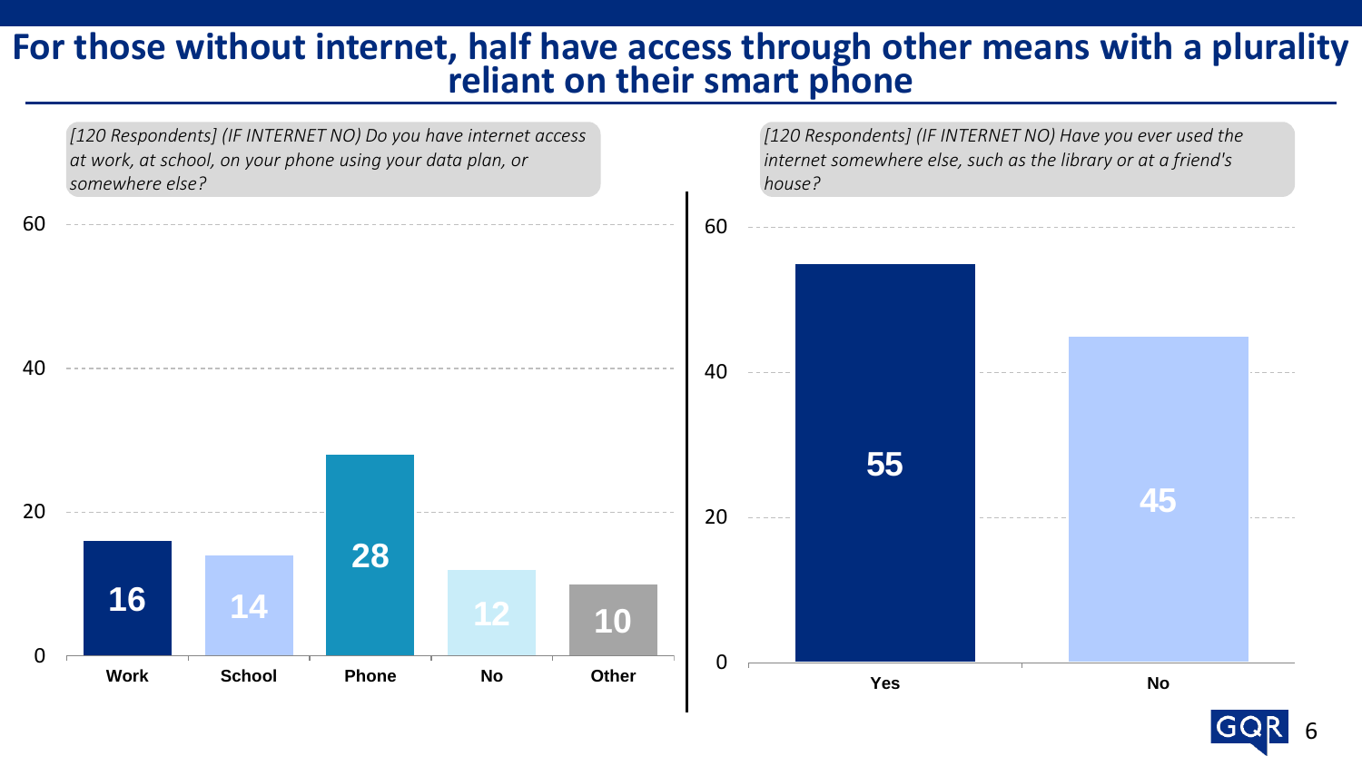# For those without internet, half have access through other means with a plurality reliant on their smart phone

*[120 Respondents] (IF INTERNET NO) Do you have internet access at work, at school, on your phone using your data plan, or somewhere else?*

| Response | % |
|---|---|
| Work | 16 |
| School | 14 |
| Phone | 28 |
| No | 12 |
| Other | 10 |

*[120 Respondents] (IF INTERNET NO) Have you ever used the internet somewhere else, such as the library or at a friend's house?*

| Response | % |
|---|---|
| Yes | 55 |
| No | 45 |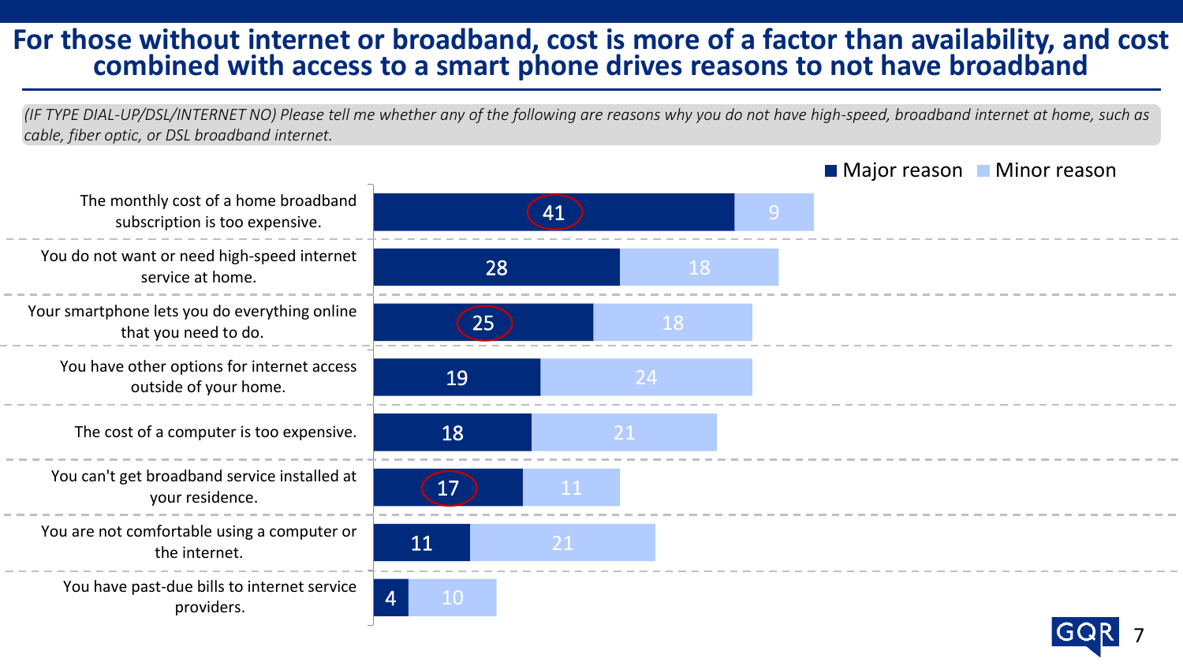# For those without internet or broadband, cost is more of a factor than availability, and cost combined with access to a smart phone drives reasons to not have broadband

*(IF TYPE DIAL-UP/DSL/INTERNET NO) Please tell me whether any of the following are reasons why you do not have high-speed, broadband internet at home, such as cable, fiber optic, or DSL broadband internet.*

| Reason | Major reason | Minor reason |
|---|---|---|
| The monthly cost of a home broadband subscription is too expensive. | 41 | 9 |
| You do not want or need high-speed internet service at home. | 28 | 18 |
| Your smartphone lets you do everything online that you need to do. | 25 | 18 |
| You have other options for internet access outside of your home. | 19 | 24 |
| The cost of a computer is too expensive. | 18 | 21 |
| You can't get broadband service installed at your residence. | 17 | 11 |
| You are not comfortable using a computer or the internet. | 11 | 21 |
| You have past-due bills to internet service providers. | 4 | 10 |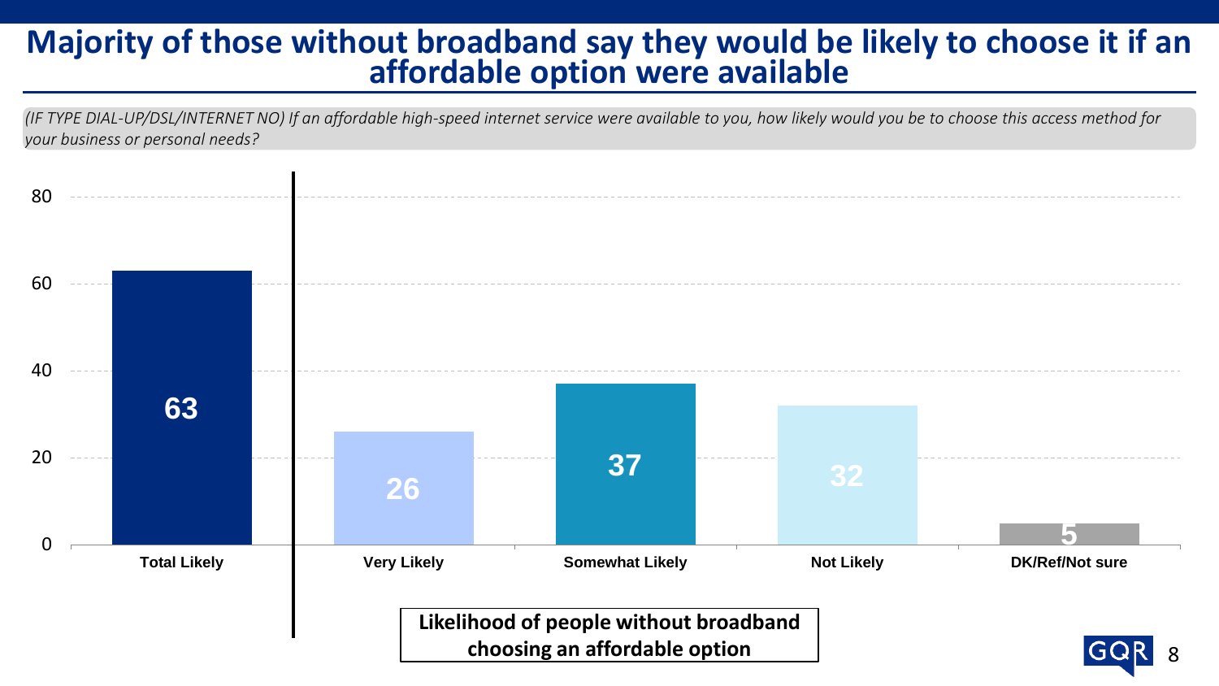# Majority of those without broadband say they would be likely to choose it if an affordable option were available

*(IF TYPE DIAL-UP/DSL/INTERNET NO) If an affordable high-speed internet service were available to you, how likely would you be to choose this access method for your business or personal needs?*

| Total Likely | Very Likely | Somewhat Likely | Not Likely | DK/Ref/Not sure |
|---|---|---|---|---|
| 63 | 26 | 37 | 32 | 5 |

**Likelihood of people without broadband choosing an affordable option**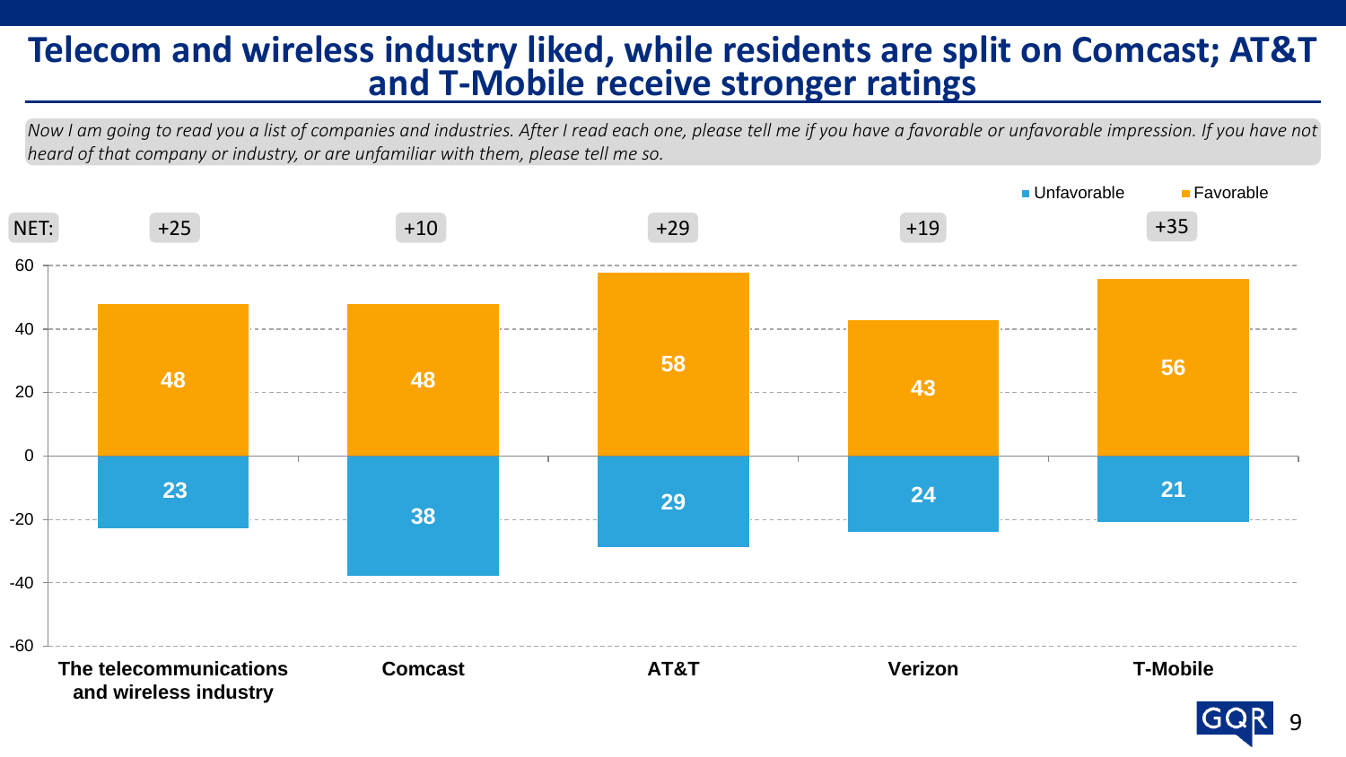# Telecom and wireless industry liked, while residents are split on Comcast; AT&T and T-Mobile receive stronger ratings

*Now I am going to read you a list of companies and industries. After I read each one, please tell me if you have a favorable or unfavorable impression. If you have not heard of that company or industry, or are unfamiliar with them, please tell me so.*

| | The telecommunications and wireless industry | Comcast | AT&T | Verizon | T-Mobile |
|---|---|---|---|---|---|
| NET | +25 | +10 | +29 | +19 | +35 |
| Favorable | 48 | 48 | 58 | 43 | 56 |
| Unfavorable | 23 | 38 | 29 | 24 | 21 |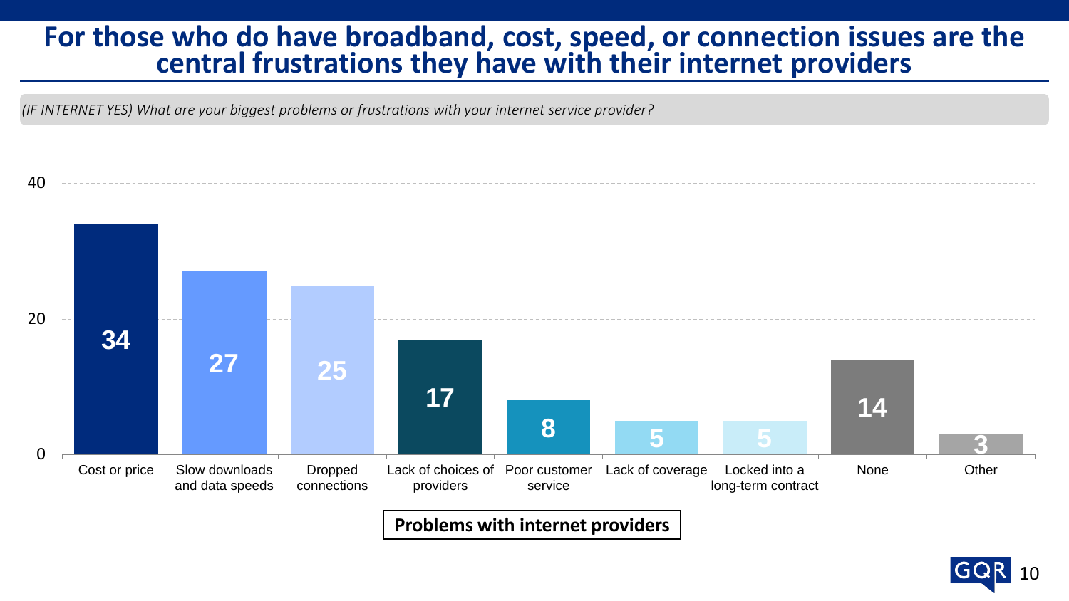# For those who do have broadband, cost, speed, or connection issues are the central frustrations they have with their internet providers

*(IF INTERNET YES) What are your biggest problems or frustrations with your internet service provider?*

**Problems with internet providers**

| Problem | % |
|---|---|
| Cost or price | 34 |
| Slow downloads and data speeds | 27 |
| Dropped connections | 25 |
| Lack of choices of providers | 17 |
| Poor customer service | 8 |
| Lack of coverage | 5 |
| Locked into a long-term contract | 5 |
| None | 14 |
| Other | 3 |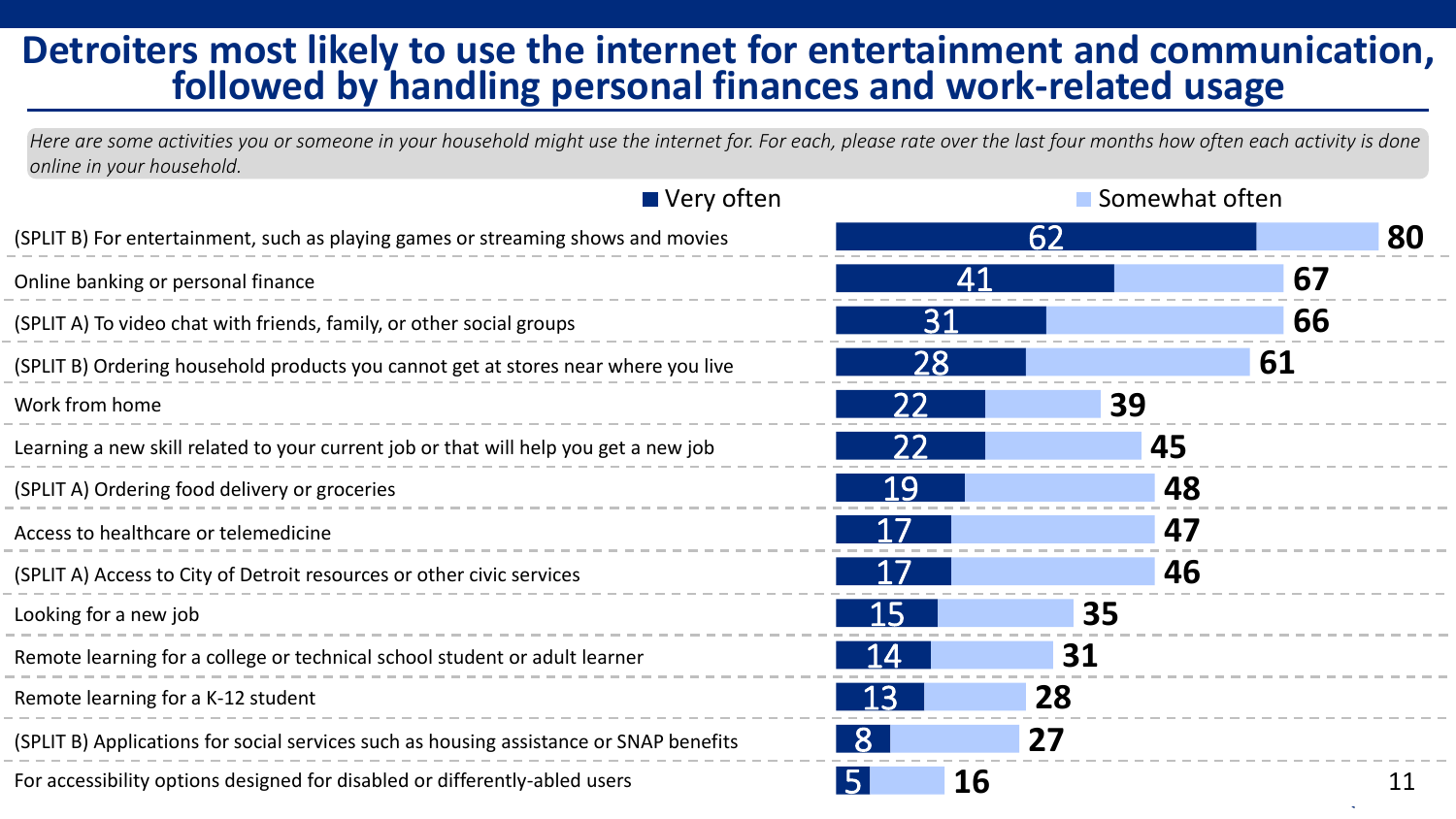# Detroiters most likely to use the internet for entertainment and communication, followed by handling personal finances and work-related usage

*Here are some activities you or someone in your household might use the internet for. For each, please rate over the last four months how often each activity is done online in your household.*

| Activity | Very often | Total (Very often + Somewhat often) |
|---|---|---|
| (SPLIT B) For entertainment, such as playing games or streaming shows and movies | 62 | 80 |
| Online banking or personal finance | 41 | 67 |
| (SPLIT A) To video chat with friends, family, or other social groups | 31 | 66 |
| (SPLIT B) Ordering household products you cannot get at stores near where you live | 28 | 61 |
| Work from home | 22 | 39 |
| Learning a new skill related to your current job or that will help you get a new job | 22 | 45 |
| (SPLIT A) Ordering food delivery or groceries | 19 | 48 |
| Access to healthcare or telemedicine | 17 | 47 |
| (SPLIT A) Access to City of Detroit resources or other civic services | 17 | 46 |
| Looking for a new job | 15 | 35 |
| Remote learning for a college or technical school student or adult learner | 14 | 31 |
| Remote learning for a K-12 student | 13 | 28 |
| (SPLIT B) Applications for social services such as housing assistance or SNAP benefits | 8 | 27 |
| For accessibility options designed for disabled or differently-abled users | 5 | 16 |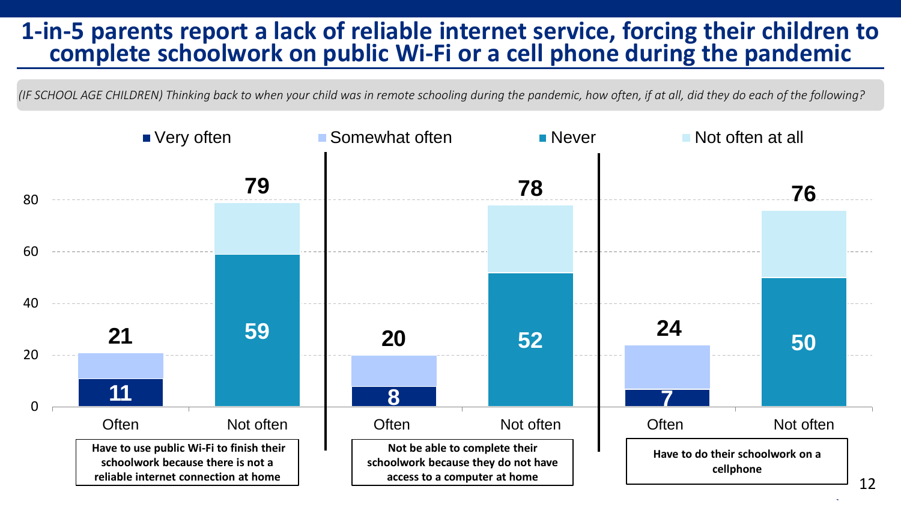# 1-in-5 parents report a lack of reliable internet service, forcing their children to complete schoolwork on public Wi-Fi or a cell phone during the pandemic

*(IF SCHOOL AGE CHILDREN) Thinking back to when your child was in remote schooling during the pandemic, how often, if at all, did they do each of the following?*

| | Often (total) | Very often | Not often (total) | Never |
|---|---|---|---|---|
| Have to use public Wi-Fi to finish their schoolwork because there is not a reliable internet connection at home | 21 | 11 | 79 | 59 |
| Not be able to complete their schoolwork because they do not have access to a computer at home | 20 | 8 | 78 | 52 |
| Have to do their schoolwork on a cellphone | 24 | 7 | 76 | 50 |

Legend: Very often, Somewhat often, Never, Not often at all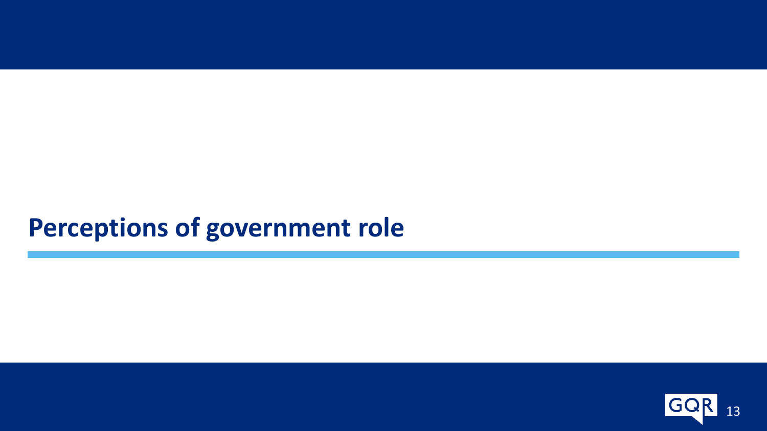# Perceptions of government role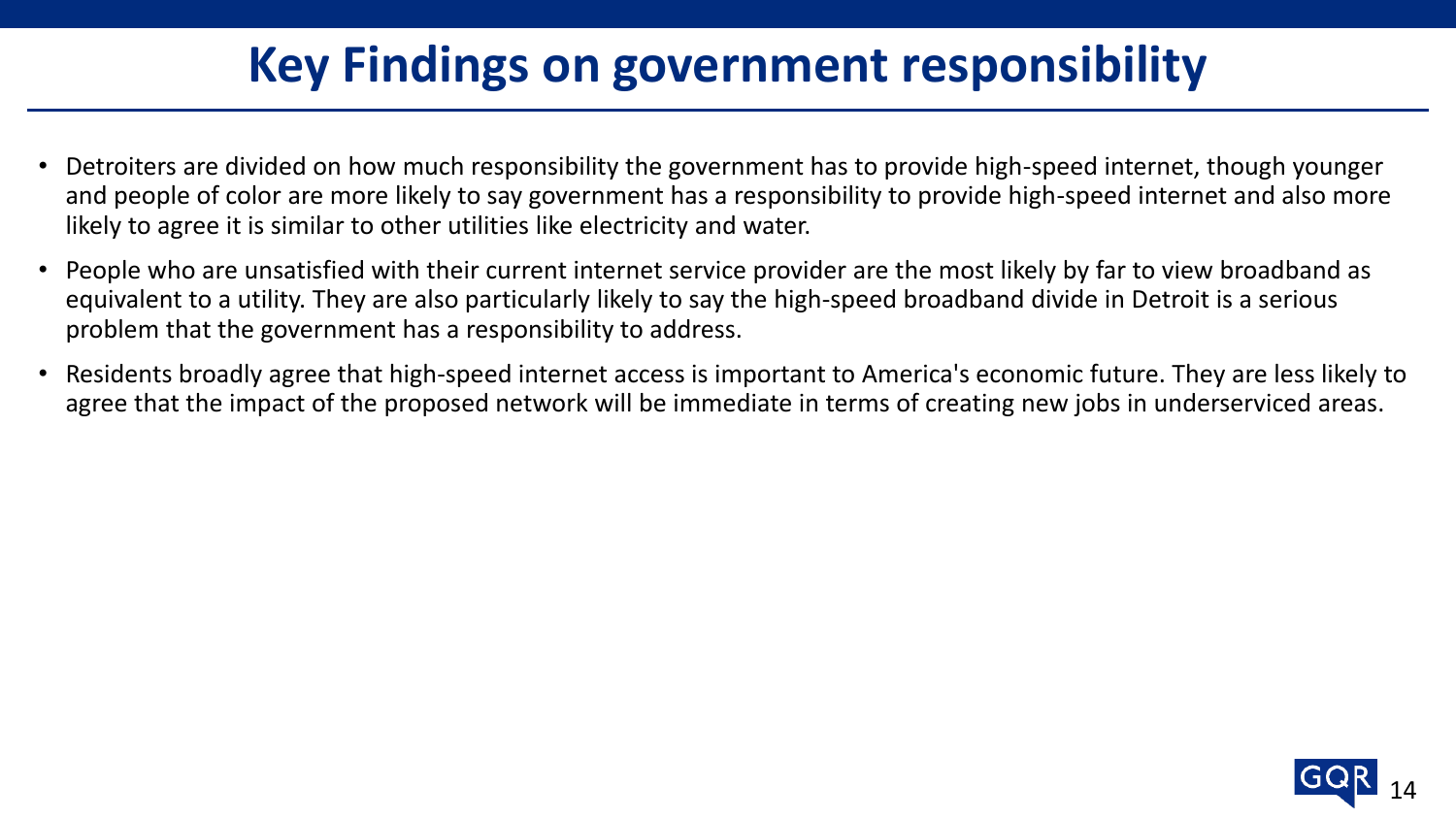# Key Findings on government responsibility

- Detroiters are divided on how much responsibility the government has to provide high-speed internet, though younger and people of color are more likely to say government has a responsibility to provide high-speed internet and also more likely to agree it is similar to other utilities like electricity and water.
- People who are unsatisfied with their current internet service provider are the most likely by far to view broadband as equivalent to a utility. They are also particularly likely to say the high-speed broadband divide in Detroit is a serious problem that the government has a responsibility to address.
- Residents broadly agree that high-speed internet access is important to America's economic future. They are less likely to agree that the impact of the proposed network will be immediate in terms of creating new jobs in underserviced areas.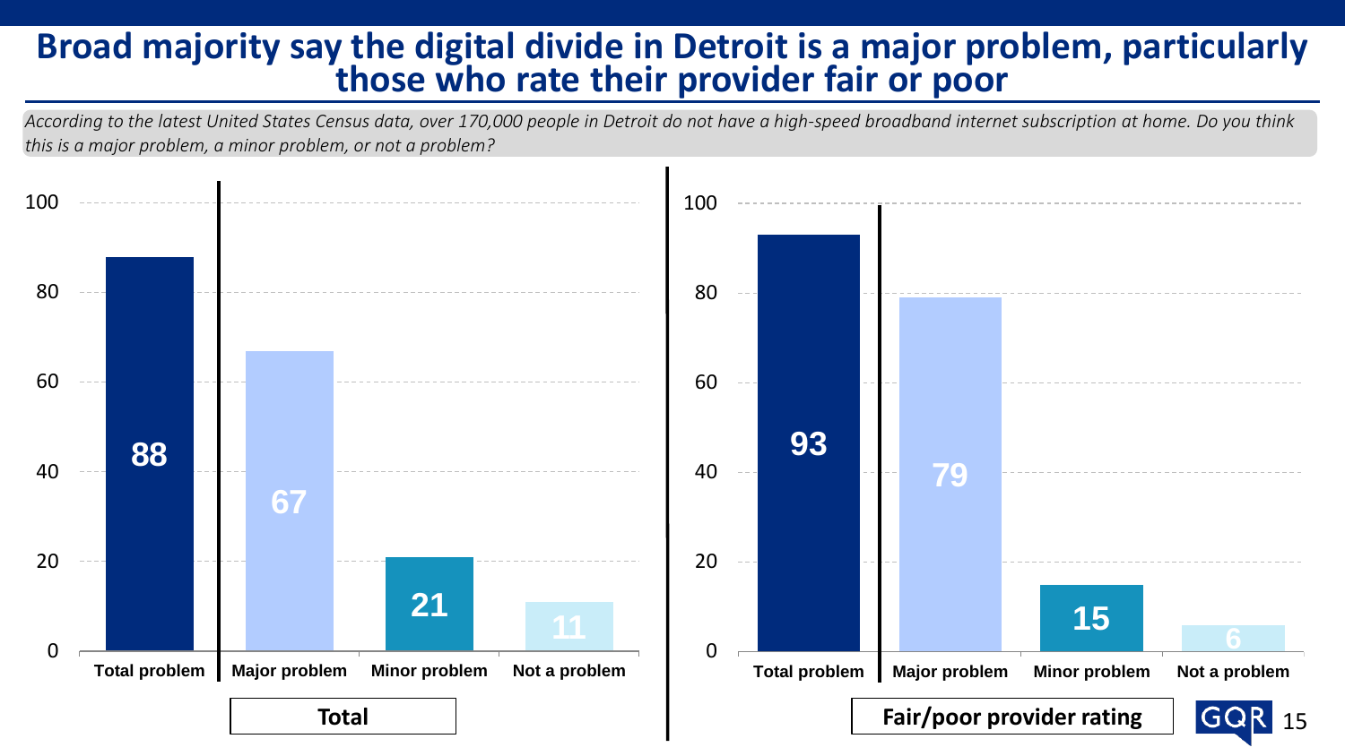# Broad majority say the digital divide in Detroit is a major problem, particularly those who rate their provider fair or poor

*According to the latest United States Census data, over 170,000 people in Detroit do not have a high-speed broadband internet subscription at home. Do you think this is a major problem, a minor problem, or not a problem?*

| | Total problem | Major problem | Minor problem | Not a problem |
|---|---|---|---|---|
| Total | 88 | 67 | 21 | 11 |
| Fair/poor provider rating | 93 | 79 | 15 | 6 |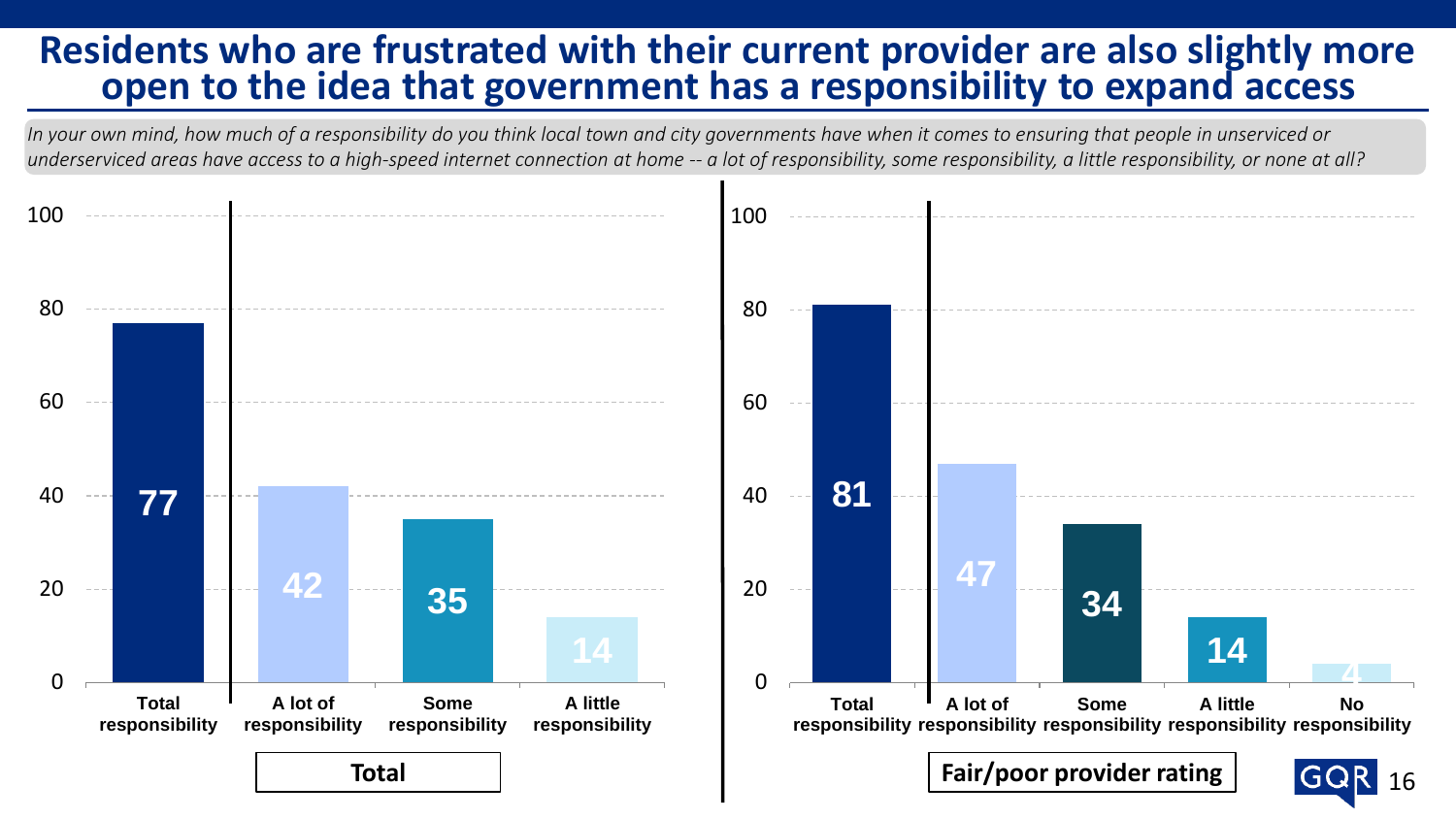# Residents who are frustrated with their current provider are also slightly more open to the idea that government has a responsibility to expand access

*In your own mind, how much of a responsibility do you think local town and city governments have when it comes to ensuring that people in unserviced or underserviced areas have access to a high-speed internet connection at home -- a lot of responsibility, some responsibility, a little responsibility, or none at all?*

**Total**

| | Total responsibility | A lot of responsibility | Some responsibility | A little responsibility |
|---|---|---|---|---|
| Total | 77 | 42 | 35 | 14 |

**Fair/poor provider rating**

| | Total responsibility | A lot of responsibility | Some responsibility | A little responsibility | No responsibility |
|---|---|---|---|---|---|
| Fair/poor provider rating | 81 | 47 | 34 | 14 | 4 |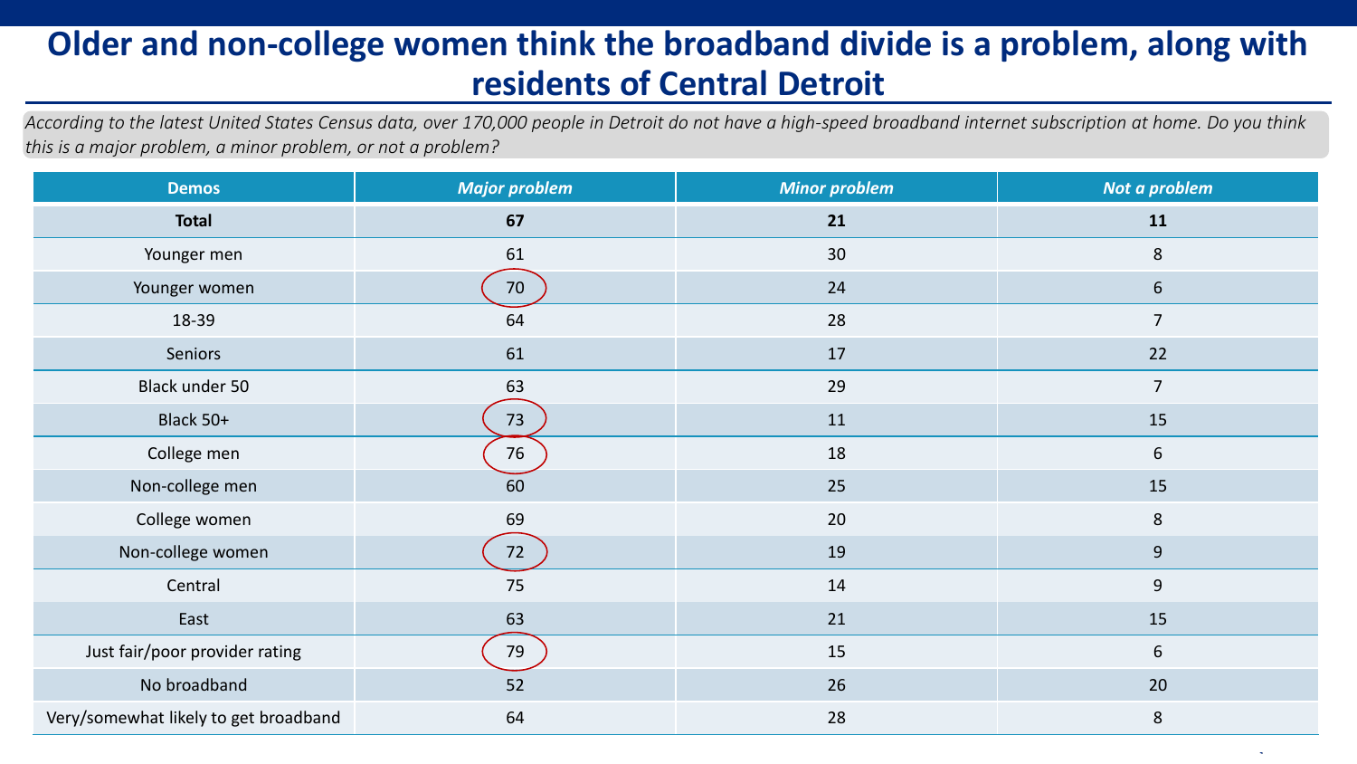# Older and non-college women think the broadband divide is a problem, along with residents of Central Detroit

*According to the latest United States Census data, over 170,000 people in Detroit do not have a high-speed broadband internet subscription at home. Do you think this is a major problem, a minor problem, or not a problem?*

| Demos | *Major problem* | *Minor problem* | *Not a problem* |
|---|---|---|---|
| **Total** | **67** | **21** | **11** |
| Younger men | 61 | 30 | 8 |
| Younger women | 70 | 24 | 6 |
| 18-39 | 64 | 28 | 7 |
| Seniors | 61 | 17 | 22 |
| Black under 50 | 63 | 29 | 7 |
| Black 50+ | 73 | 11 | 15 |
| College men | 76 | 18 | 6 |
| Non-college men | 60 | 25 | 15 |
| College women | 69 | 20 | 8 |
| Non-college women | 72 | 19 | 9 |
| Central | 75 | 14 | 9 |
| East | 63 | 21 | 15 |
| Just fair/poor provider rating | 79 | 15 | 6 |
| No broadband | 52 | 26 | 20 |
| Very/somewhat likely to get broadband | 64 | 28 | 8 |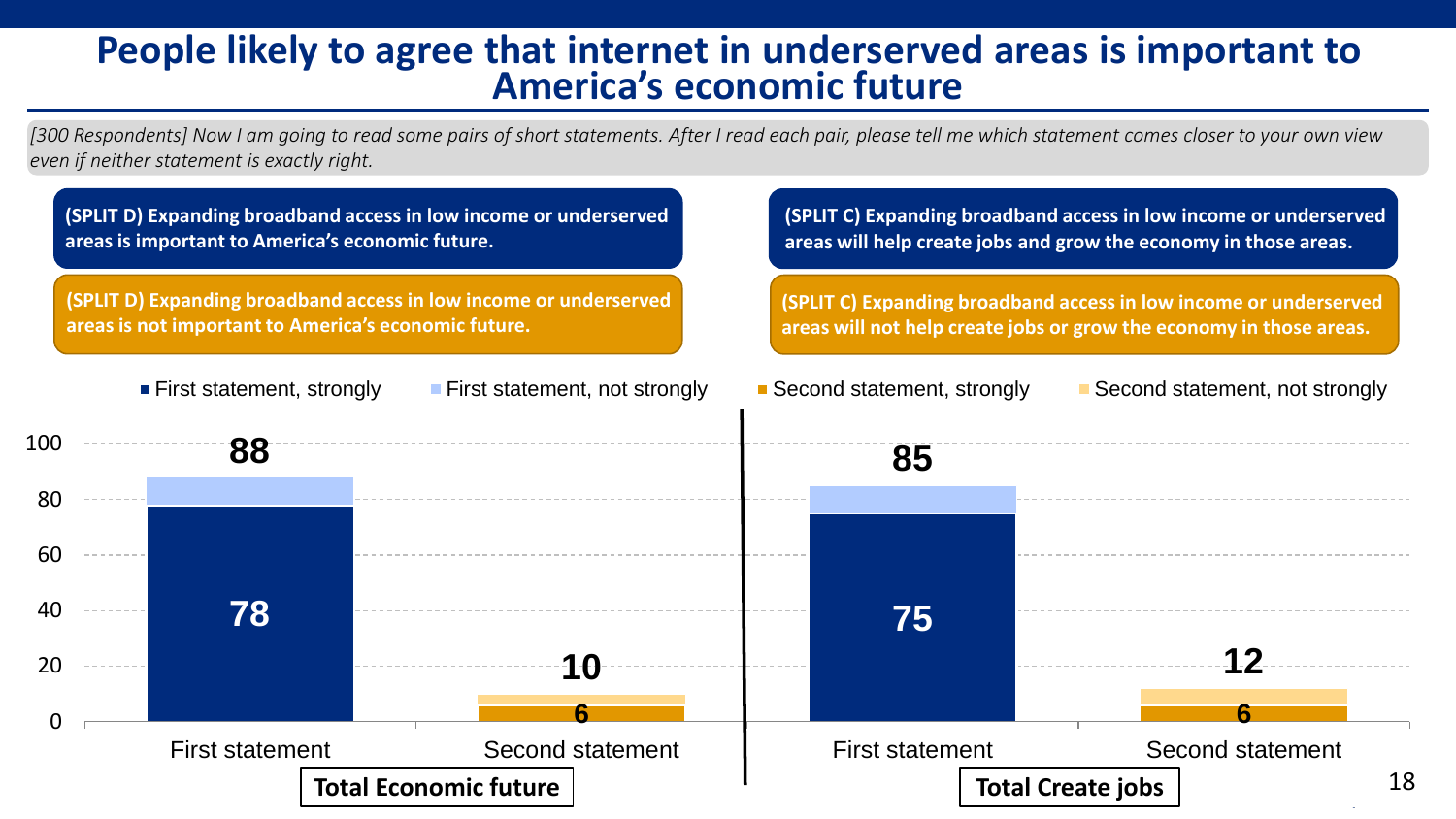# People likely to agree that internet in underserved areas is important to America's economic future

*[300 Respondents] Now I am going to read some pairs of short statements. After I read each pair, please tell me which statement comes closer to your own view even if neither statement is exactly right.*

**(SPLIT D) Expanding broadband access in low income or underserved areas is important to America's economic future.**

**(SPLIT D) Expanding broadband access in low income or underserved areas is not important to America's economic future.**

**(SPLIT C) Expanding broadband access in low income or underserved areas will help create jobs and grow the economy in those areas.**

**(SPLIT C) Expanding broadband access in low income or underserved areas will not help create jobs or grow the economy in those areas.**

| | Total Economic future: First statement | Total Economic future: Second statement | Total Create jobs: First statement | Total Create jobs: Second statement |
|---|---|---|---|---|
| Total | 88 | 10 | 85 | 12 |
| Strongly | 78 | 6 | 75 | 6 |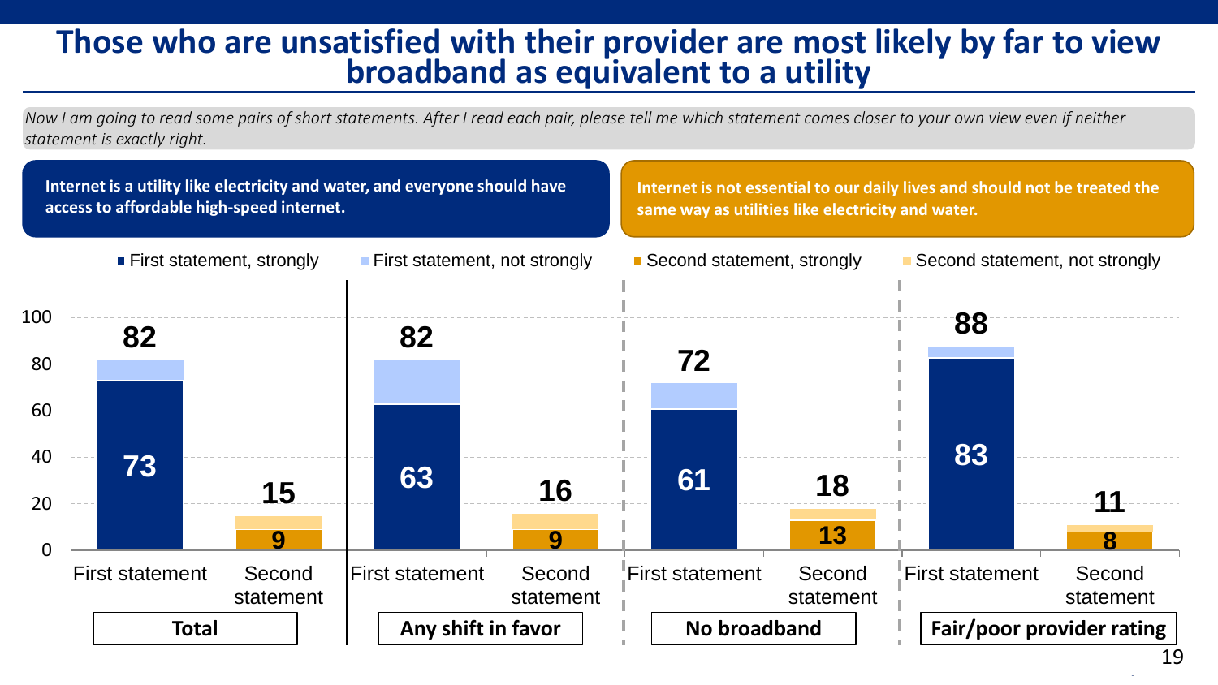# Those who are unsatisfied with their provider are most likely by far to view broadband as equivalent to a utility

*Now I am going to read some pairs of short statements. After I read each pair, please tell me which statement comes closer to your own view even if neither statement is exactly right.*

**Internet is a utility like electricity and water, and everyone should have access to affordable high-speed internet.**

**Internet is not essential to our daily lives and should not be treated the same way as utilities like electricity and water.**

| Group | Statement | Total | Strongly |
|---|---|---|---|
| Total | First statement | 82 | 73 |
| Total | Second statement | 15 | 9 |
| Any shift in favor | First statement | 82 | 63 |
| Any shift in favor | Second statement | 16 | 9 |
| No broadband | First statement | 72 | 61 |
| No broadband | Second statement | 18 | 13 |
| Fair/poor provider rating | First statement | 88 | 83 |
| Fair/poor provider rating | Second statement | 11 | 8 |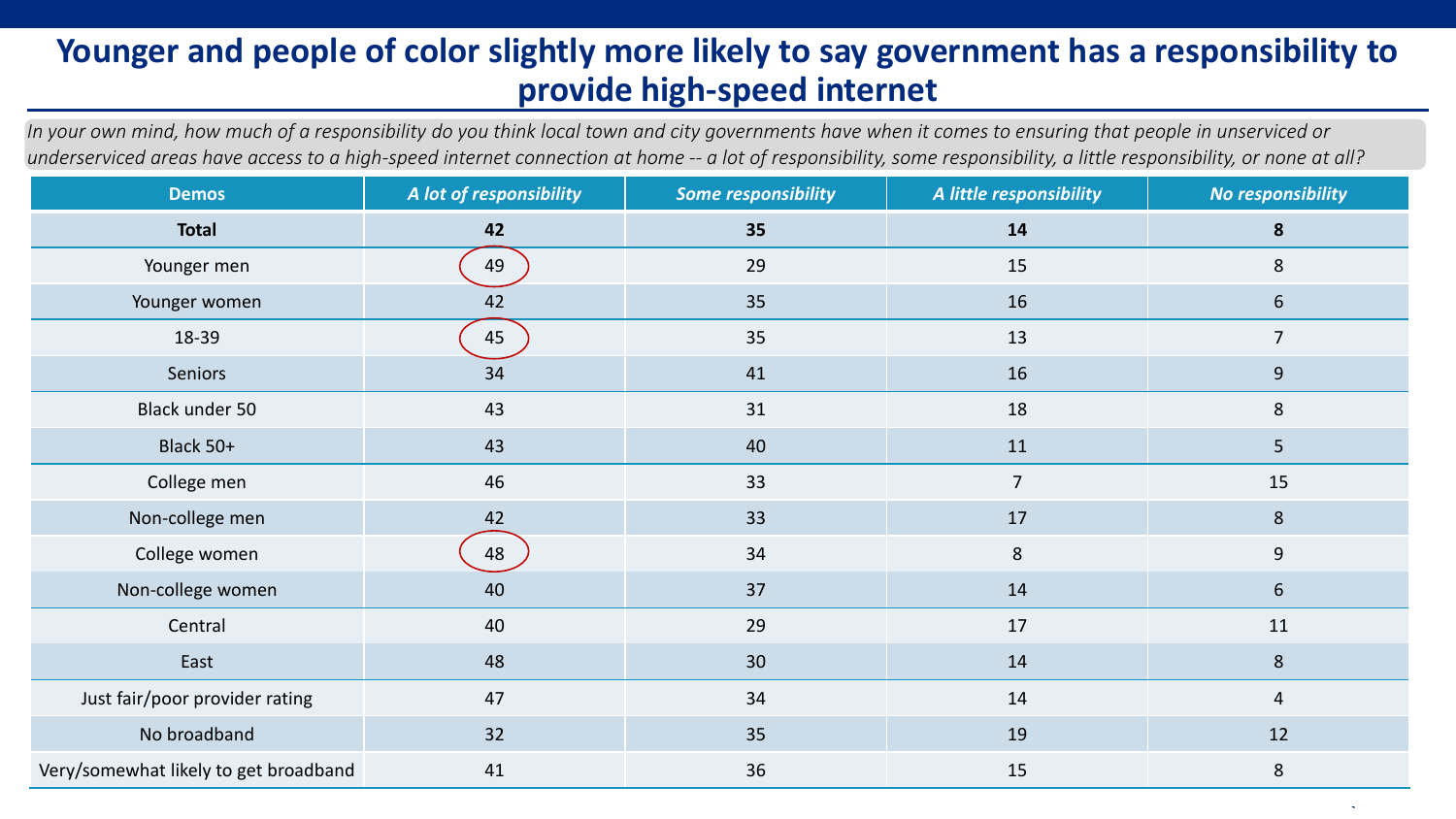# Younger and people of color slightly more likely to say government has a responsibility to provide high-speed internet

*In your own mind, how much of a responsibility do you think local town and city governments have when it comes to ensuring that people in unserviced or underserviced areas have access to a high-speed internet connection at home -- a lot of responsibility, some responsibility, a little responsibility, or none at all?*

| Demos | *A lot of responsibility* | *Some responsibility* | *A little responsibility* | *No responsibility* |
|---|---|---|---|---|
| **Total** | **42** | **35** | **14** | **8** |
| Younger men | 49 | 29 | 15 | 8 |
| Younger women | 42 | 35 | 16 | 6 |
| 18-39 | 45 | 35 | 13 | 7 |
| Seniors | 34 | 41 | 16 | 9 |
| Black under 50 | 43 | 31 | 18 | 8 |
| Black 50+ | 43 | 40 | 11 | 5 |
| College men | 46 | 33 | 7 | 15 |
| Non-college men | 42 | 33 | 17 | 8 |
| College women | 48 | 34 | 8 | 9 |
| Non-college women | 40 | 37 | 14 | 6 |
| Central | 40 | 29 | 17 | 11 |
| East | 48 | 30 | 14 | 8 |
| Just fair/poor provider rating | 47 | 34 | 14 | 4 |
| No broadband | 32 | 35 | 19 | 12 |
| Very/somewhat likely to get broadband | 41 | 36 | 15 | 8 |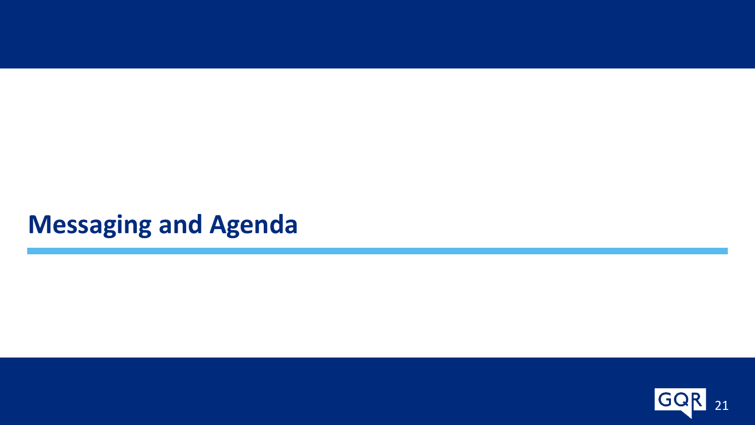# Messaging and Agenda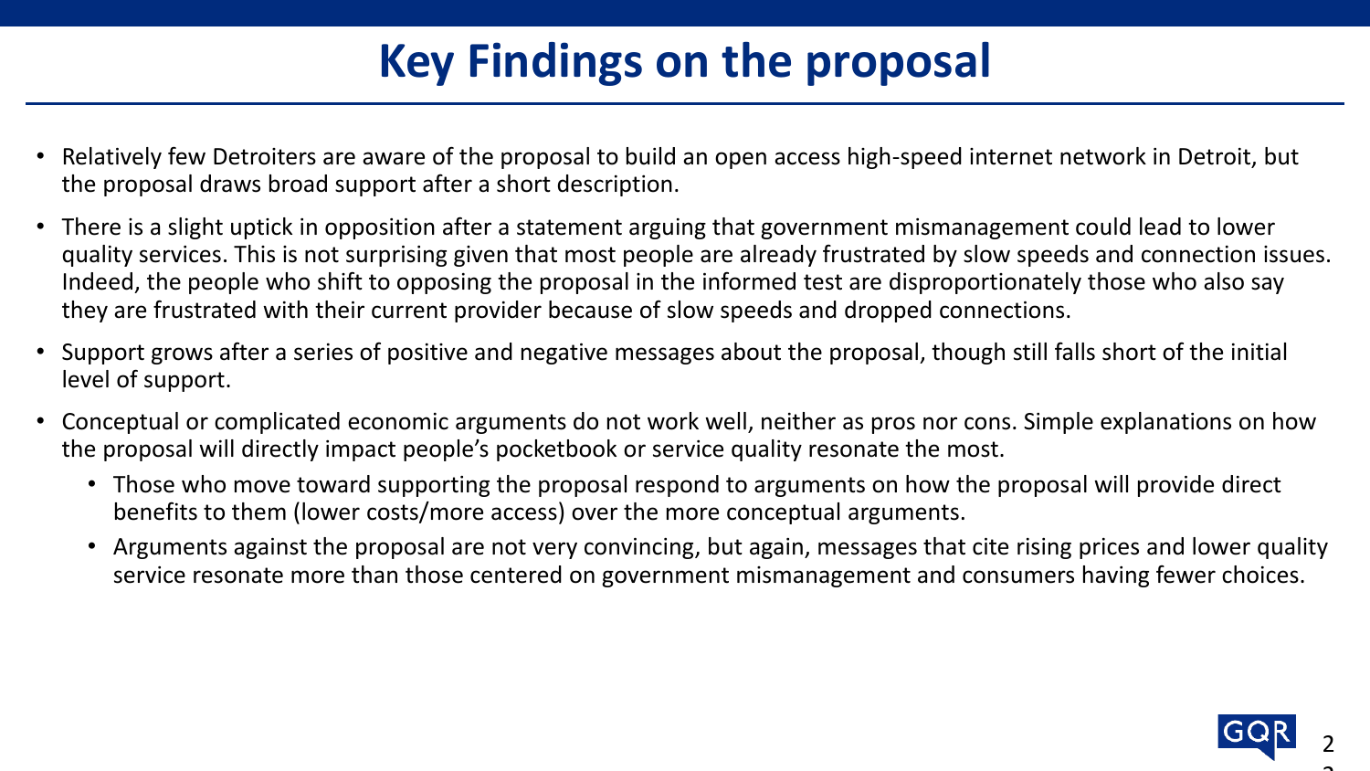# Key Findings on the proposal

- Relatively few Detroiters are aware of the proposal to build an open access high-speed internet network in Detroit, but the proposal draws broad support after a short description.
- There is a slight uptick in opposition after a statement arguing that government mismanagement could lead to lower quality services. This is not surprising given that most people are already frustrated by slow speeds and connection issues. Indeed, the people who shift to opposing the proposal in the informed test are disproportionately those who also say they are frustrated with their current provider because of slow speeds and dropped connections.
- Support grows after a series of positive and negative messages about the proposal, though still falls short of the initial level of support.
- Conceptual or complicated economic arguments do not work well, neither as pros nor cons. Simple explanations on how the proposal will directly impact people's pocketbook or service quality resonate the most.
  - Those who move toward supporting the proposal respond to arguments on how the proposal will provide direct benefits to them (lower costs/more access) over the more conceptual arguments.
  - Arguments against the proposal are not very convincing, but again, messages that cite rising prices and lower quality service resonate more than those centered on government mismanagement and consumers having fewer choices.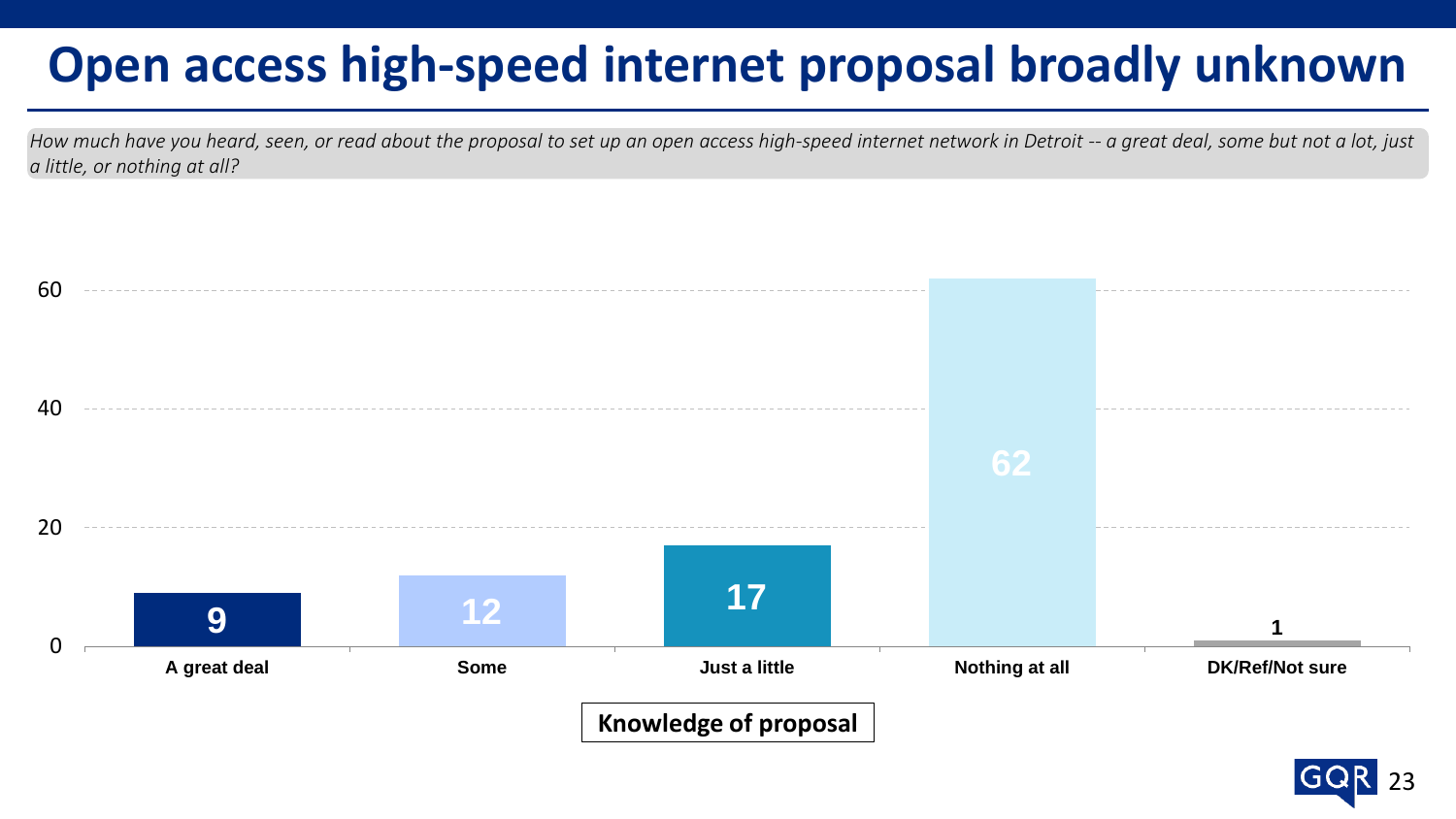# Open access high-speed internet proposal broadly unknown

*How much have you heard, seen, or read about the proposal to set up an open access high-speed internet network in Detroit -- a great deal, some but not a lot, just a little, or nothing at all?*

| Knowledge of proposal | % |
|---|---|
| A great deal | 9 |
| Some | 12 |
| Just a little | 17 |
| Nothing at all | 62 |
| DK/Ref/Not sure | 1 |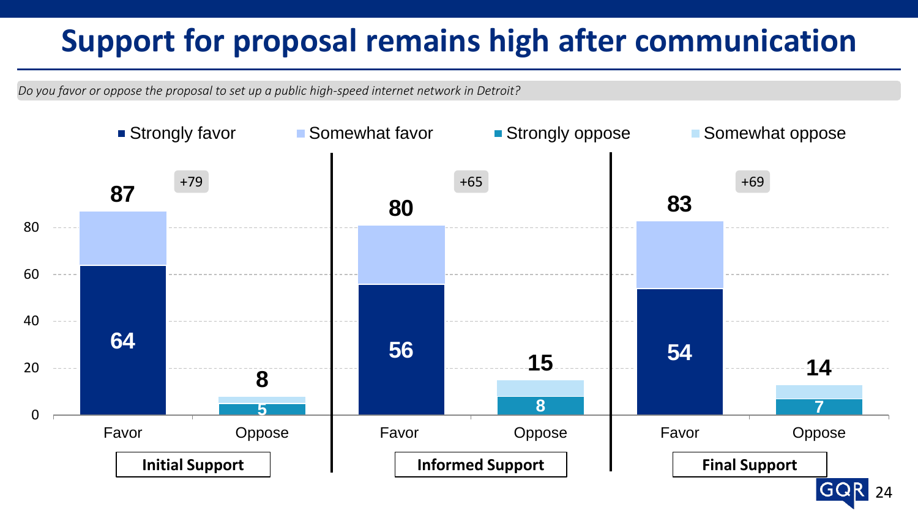# Support for proposal remains high after communication

*Do you favor or oppose the proposal to set up a public high-speed internet network in Detroit?*

| | Initial Support | | Informed Support | | Final Support | |
|---|---|---|---|---|---|---|
| | Favor | Oppose | Favor | Oppose | Favor | Oppose |
| Total | 87 | 8 | 80 | 15 | 83 | 14 |
| Strongly favor / Strongly oppose | 64 | 5 | 56 | 8 | 54 | 7 |
| Net | +79 | | +65 | | +69 | |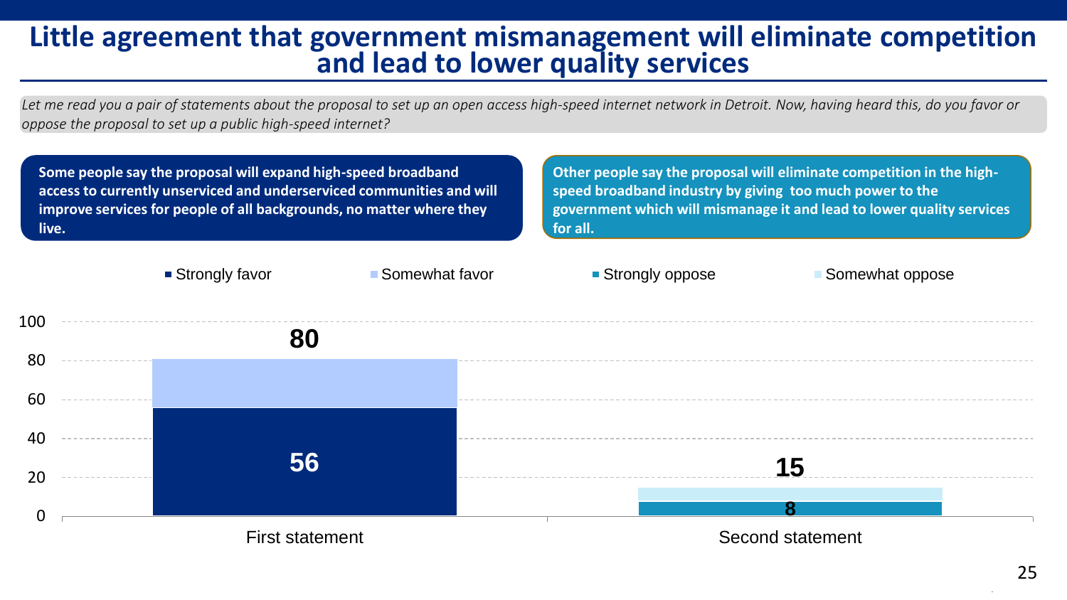# Little agreement that government mismanagement will eliminate competition and lead to lower quality services

*Let me read you a pair of statements about the proposal to set up an open access high-speed internet network in Detroit. Now, having heard this, do you favor or oppose the proposal to set up a public high-speed internet?*

**Some people say the proposal will expand high-speed broadband access to currently unserviced and underserviced communities and will improve services for people of all backgrounds, no matter where they live.**

**Other people say the proposal will eliminate competition in the high-speed broadband industry by giving too much power to the government which will mismanage it and lead to lower quality services for all.**

| | Strongly | Total |
|---|---|---|
| First statement (Strongly favor / Somewhat favor) | 56 | 80 |
| Second statement (Strongly oppose / Somewhat oppose) | 8 | 15 |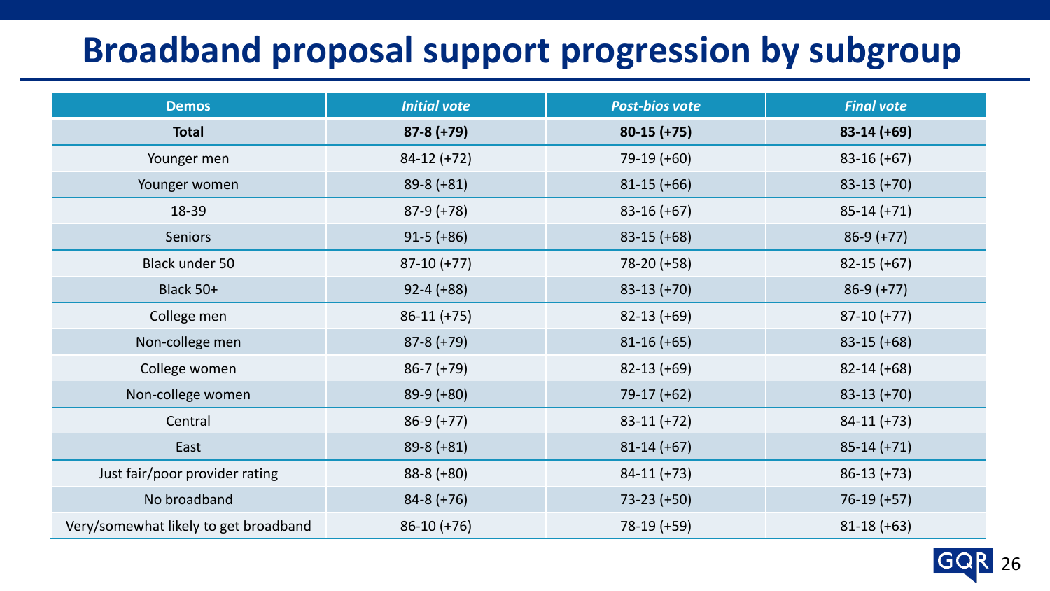# Broadband proposal support progression by subgroup

| Demos | *Initial vote* | *Post-bios vote* | *Final vote* |
|---|---|---|---|
| **Total** | **87-8 (+79)** | **80-15 (+75)** | **83-14 (+69)** |
| Younger men | 84-12 (+72) | 79-19 (+60) | 83-16 (+67) |
| Younger women | 89-8 (+81) | 81-15 (+66) | 83-13 (+70) |
| 18-39 | 87-9 (+78) | 83-16 (+67) | 85-14 (+71) |
| Seniors | 91-5 (+86) | 83-15 (+68) | 86-9 (+77) |
| Black under 50 | 87-10 (+77) | 78-20 (+58) | 82-15 (+67) |
| Black 50+ | 92-4 (+88) | 83-13 (+70) | 86-9 (+77) |
| College men | 86-11 (+75) | 82-13 (+69) | 87-10 (+77) |
| Non-college men | 87-8 (+79) | 81-16 (+65) | 83-15 (+68) |
| College women | 86-7 (+79) | 82-13 (+69) | 82-14 (+68) |
| Non-college women | 89-9 (+80) | 79-17 (+62) | 83-13 (+70) |
| Central | 86-9 (+77) | 83-11 (+72) | 84-11 (+73) |
| East | 89-8 (+81) | 81-14 (+67) | 85-14 (+71) |
| Just fair/poor provider rating | 88-8 (+80) | 84-11 (+73) | 86-13 (+73) |
| No broadband | 84-8 (+76) | 73-23 (+50) | 76-19 (+57) |
| Very/somewhat likely to get broadband | 86-10 (+76) | 78-19 (+59) | 81-18 (+63) |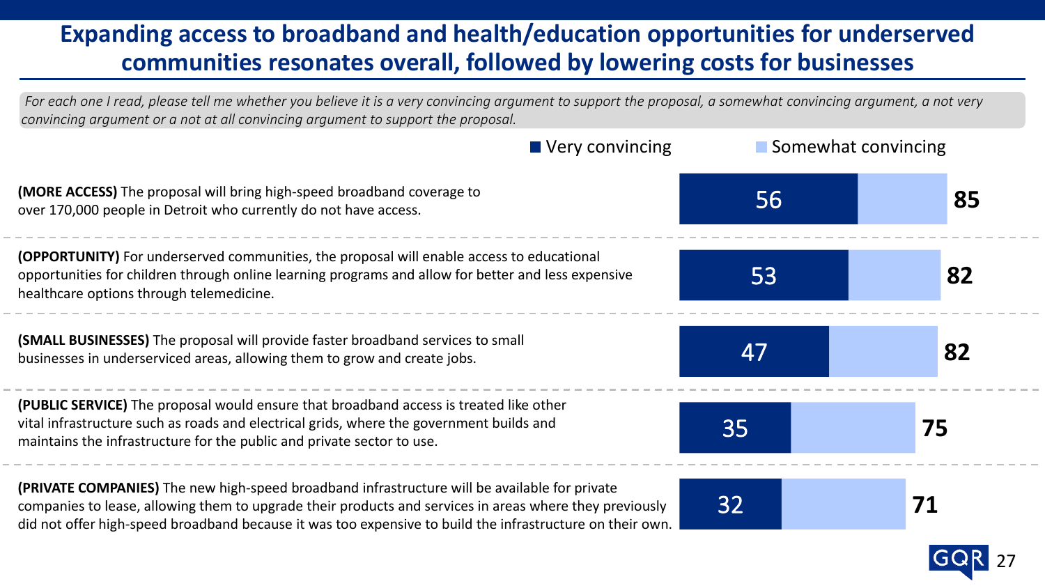# Expanding access to broadband and health/education opportunities for underserved communities resonates overall, followed by lowering costs for businesses

*For each one I read, please tell me whether you believe it is a very convincing argument to support the proposal, a somewhat convincing argument, a not very convincing argument or a not at all convincing argument to support the proposal.*

| Argument | Very convincing | Total convincing (Very + Somewhat) |
|---|---|---|
| **(MORE ACCESS)** The proposal will bring high-speed broadband coverage to over 170,000 people in Detroit who currently do not have access. | 56 | 85 |
| **(OPPORTUNITY)** For underserved communities, the proposal will enable access to educational opportunities for children through online learning programs and allow for better and less expensive healthcare options through telemedicine. | 53 | 82 |
| **(SMALL BUSINESSES)** The proposal will provide faster broadband services to small businesses in underserviced areas, allowing them to grow and create jobs. | 47 | 82 |
| **(PUBLIC SERVICE)** The proposal would ensure that broadband access is treated like other vital infrastructure such as roads and electrical grids, where the government builds and maintains the infrastructure for the public and private sector to use. | 35 | 75 |
| **(PRIVATE COMPANIES)** The new high-speed broadband infrastructure will be available for private companies to lease, allowing them to upgrade their products and services in areas where they previously did not offer high-speed broadband because it was too expensive to build the infrastructure on their own. | 32 | 71 |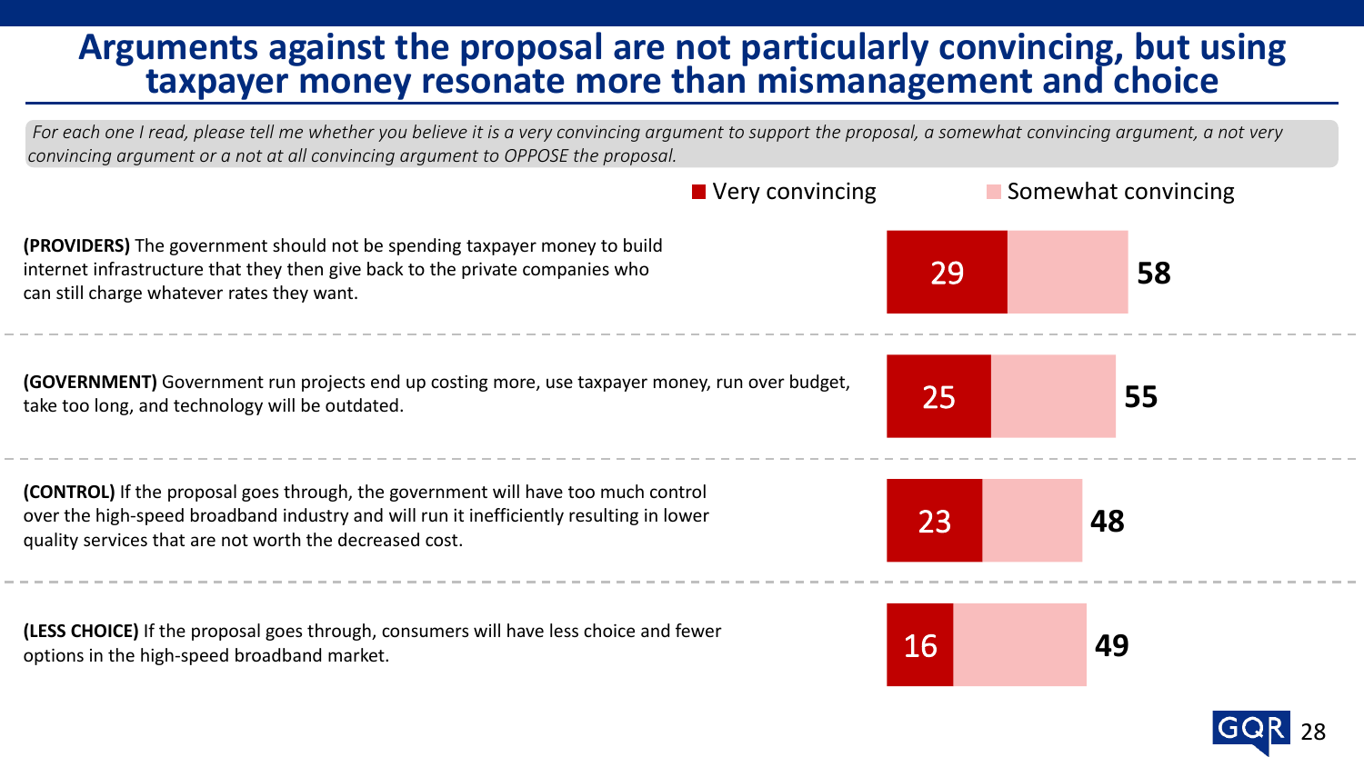# Arguments against the proposal are not particularly convincing, but using taxpayer money resonate more than mismanagement and choice

*For each one I read, please tell me whether you believe it is a very convincing argument to support the proposal, a somewhat convincing argument, a not very convincing argument or a not at all convincing argument to OPPOSE the proposal.*

| Argument | Very convincing | Total convincing (Very + Somewhat) |
|---|---|---|
| **(PROVIDERS)** The government should not be spending taxpayer money to build internet infrastructure that they then give back to the private companies who can still charge whatever rates they want. | 29 | 58 |
| **(GOVERNMENT)** Government run projects end up costing more, use taxpayer money, run over budget, take too long, and technology will be outdated. | 25 | 55 |
| **(CONTROL)** If the proposal goes through, the government will have too much control over the high-speed broadband industry and will run it inefficiently resulting in lower quality services that are not worth the decreased cost. | 23 | 48 |
| **(LESS CHOICE)** If the proposal goes through, consumers will have less choice and fewer options in the high-speed broadband market. | 16 | 49 |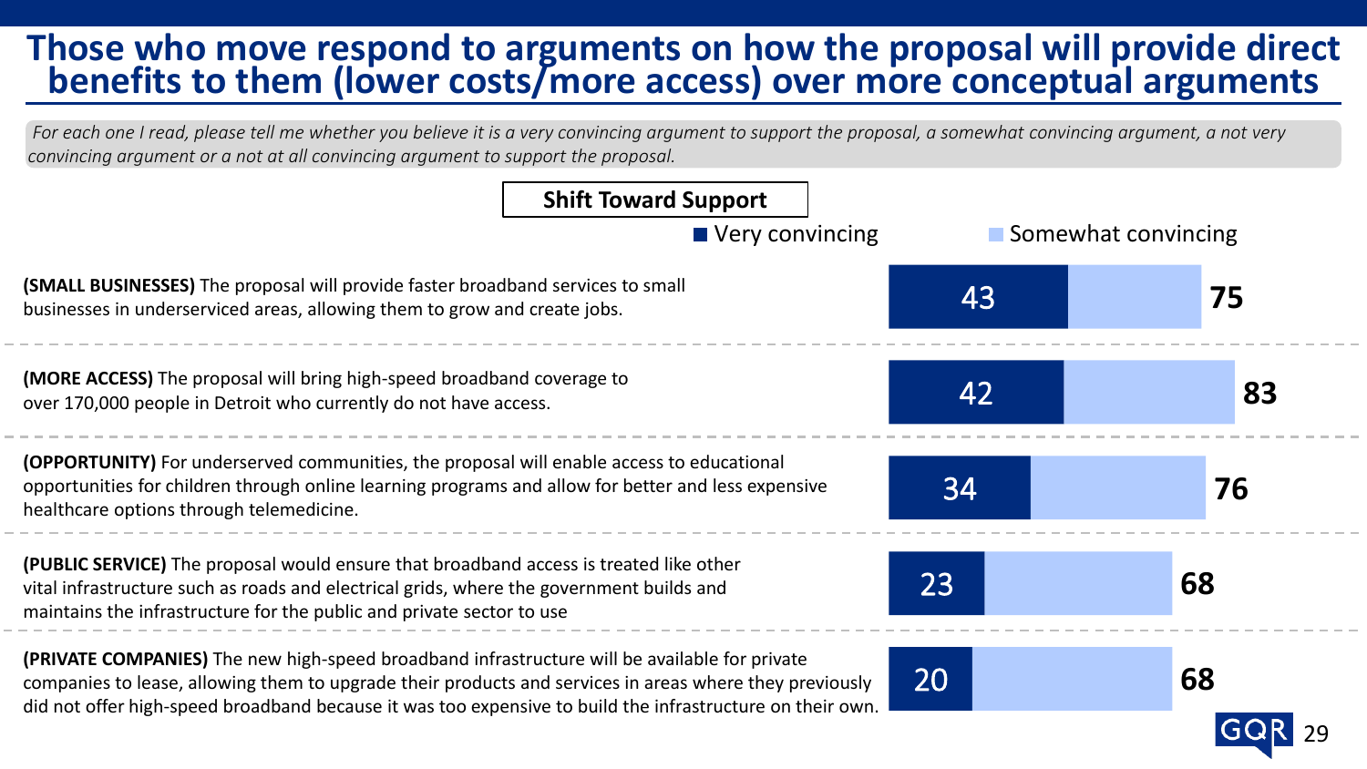# Those who move respond to arguments on how the proposal will provide direct benefits to them (lower costs/more access) over more conceptual arguments

*For each one I read, please tell me whether you believe it is a very convincing argument to support the proposal, a somewhat convincing argument, a not very convincing argument or a not at all convincing argument to support the proposal.*

**Shift Toward Support**

| Argument | Very convincing | Total convincing (Very + Somewhat) |
|---|---|---|
| **(SMALL BUSINESSES)** The proposal will provide faster broadband services to small businesses in underserviced areas, allowing them to grow and create jobs. | 43 | **75** |
| **(MORE ACCESS)** The proposal will bring high-speed broadband coverage to over 170,000 people in Detroit who currently do not have access. | 42 | **83** |
| **(OPPORTUNITY)** For underserved communities, the proposal will enable access to educational opportunities for children through online learning programs and allow for better and less expensive healthcare options through telemedicine. | 34 | **76** |
| **(PUBLIC SERVICE)** The proposal would ensure that broadband access is treated like other vital infrastructure such as roads and electrical grids, where the government builds and maintains the infrastructure for the public and private sector to use | 23 | **68** |
| **(PRIVATE COMPANIES)** The new high-speed broadband infrastructure will be available for private companies to lease, allowing them to upgrade their products and services in areas where they previously did not offer high-speed broadband because it was too expensive to build the infrastructure on their own. | 20 | **68** |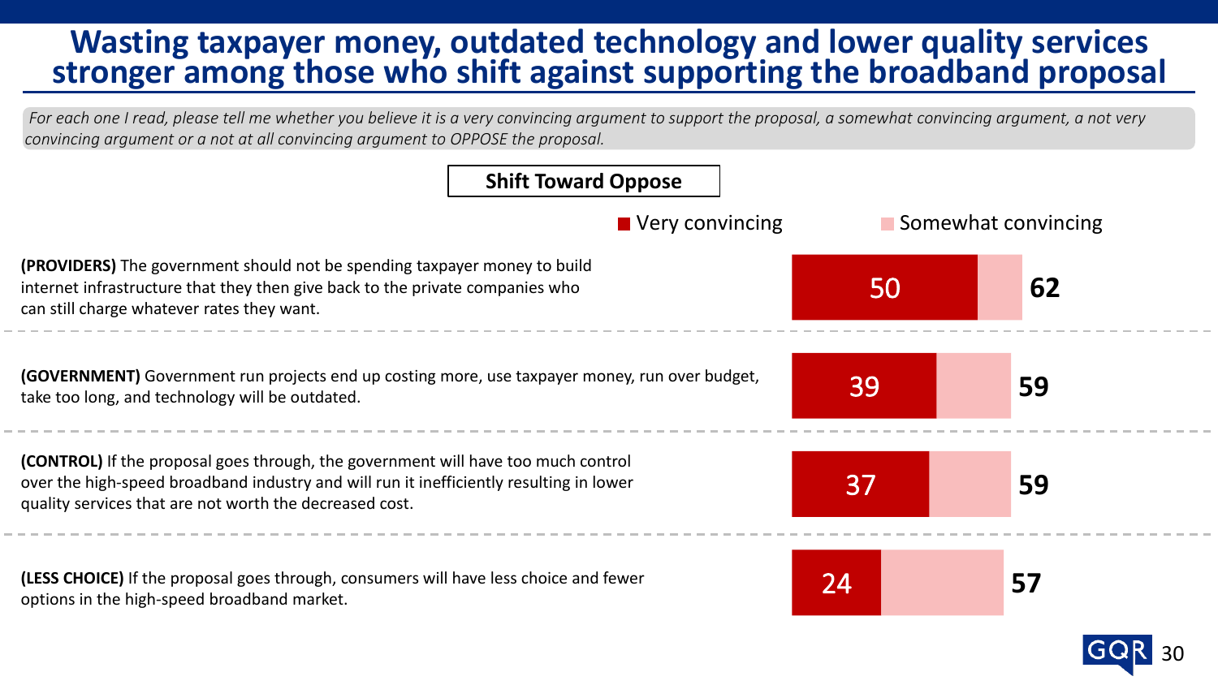# Wasting taxpayer money, outdated technology and lower quality services stronger among those who shift against supporting the broadband proposal

*For each one I read, please tell me whether you believe it is a very convincing argument to support the proposal, a somewhat convincing argument, a not very convincing argument or a not at all convincing argument to OPPOSE the proposal.*

**Shift Toward Oppose**

| Argument | Very convincing | Total convincing (Very + Somewhat) |
|---|---|---|
| **(PROVIDERS)** The government should not be spending taxpayer money to build internet infrastructure that they then give back to the private companies who can still charge whatever rates they want. | 50 | 62 |
| **(GOVERNMENT)** Government run projects end up costing more, use taxpayer money, run over budget, take too long, and technology will be outdated. | 39 | 59 |
| **(CONTROL)** If the proposal goes through, the government will have too much control over the high-speed broadband industry and will run it inefficiently resulting in lower quality services that are not worth the decreased cost. | 37 | 59 |
| **(LESS CHOICE)** If the proposal goes through, consumers will have less choice and fewer options in the high-speed broadband market. | 24 | 57 |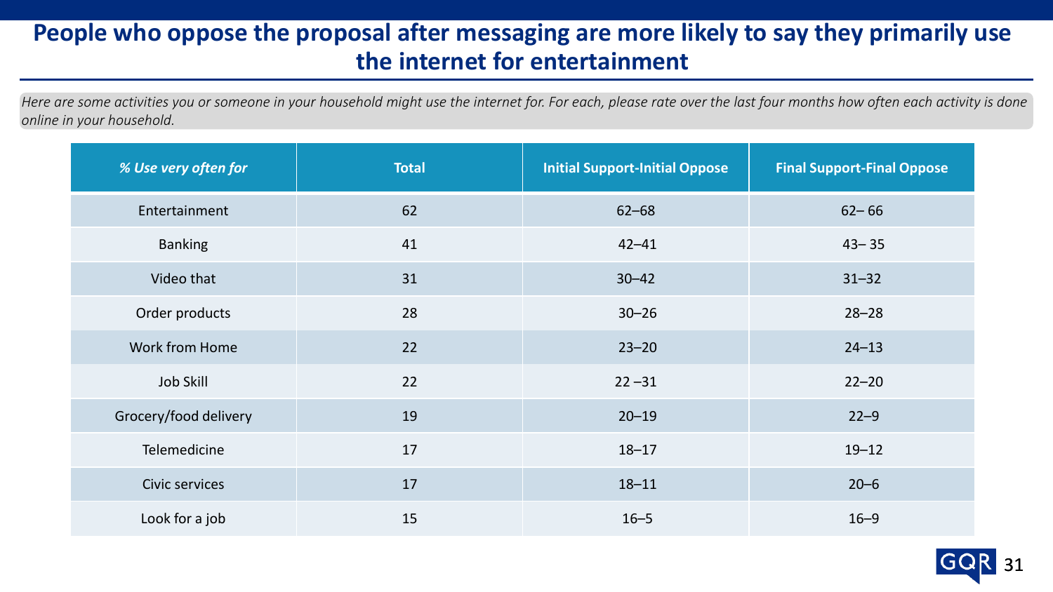# People who oppose the proposal after messaging are more likely to say they primarily use the internet for entertainment

*Here are some activities you or someone in your household might use the internet for. For each, please rate over the last four months how often each activity is done online in your household.*

| *% Use very often for* | Total | Initial Support-Initial Oppose | Final Support-Final Oppose |
|---|---|---|---|
| Entertainment | 62 | 62–68 | 62– 66 |
| Banking | 41 | 42–41 | 43– 35 |
| Video that | 31 | 30–42 | 31–32 |
| Order products | 28 | 30–26 | 28–28 |
| Work from Home | 22 | 23–20 | 24–13 |
| Job Skill | 22 | 22 –31 | 22–20 |
| Grocery/food delivery | 19 | 20–19 | 22–9 |
| Telemedicine | 17 | 18–17 | 19–12 |
| Civic services | 17 | 18–11 | 20–6 |
| Look for a job | 15 | 16–5 | 16–9 |

GQR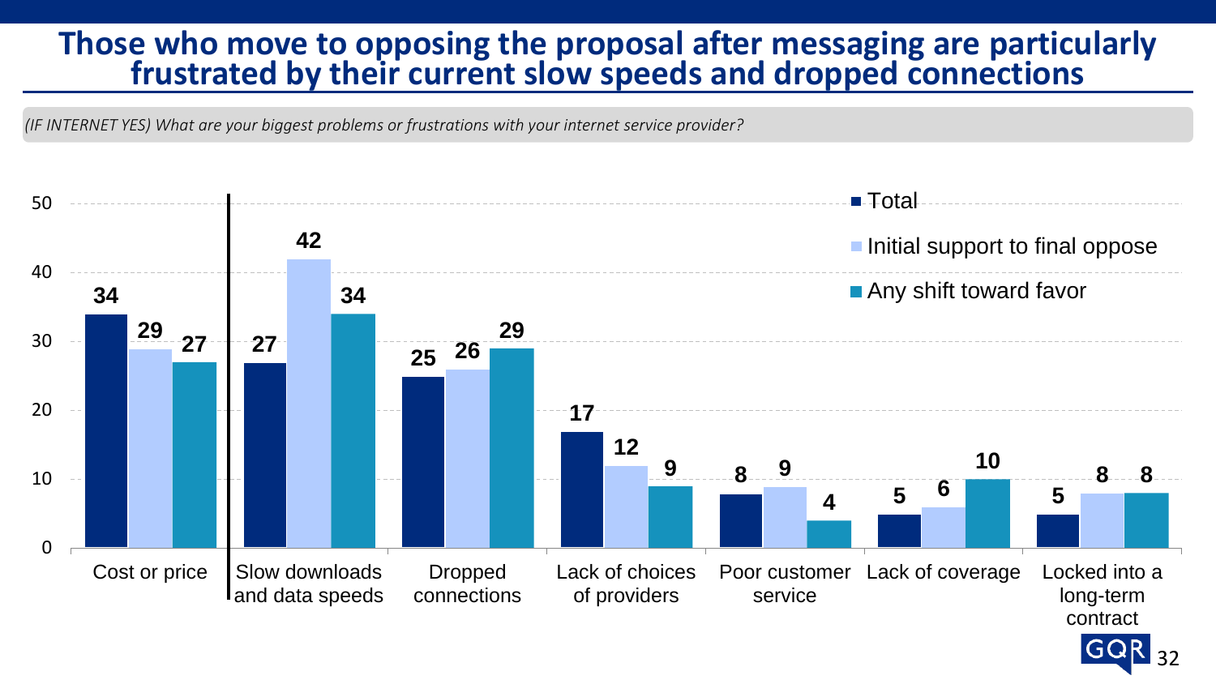# Those who move to opposing the proposal after messaging are particularly frustrated by their current slow speeds and dropped connections

*(IF INTERNET YES) What are your biggest problems or frustrations with your internet service provider?*

| | Total | Initial support to final oppose | Any shift toward favor |
|---|---|---|---|
| Cost or price | 34 | 29 | 27 |
| Slow downloads and data speeds | 27 | 42 | 34 |
| Dropped connections | 25 | 26 | 29 |
| Lack of choices of providers | 17 | 12 | 9 |
| Poor customer service | 8 | 9 | 4 |
| Lack of coverage | 5 | 6 | 10 |
| Locked into a long-term contract | 5 | 8 | 8 |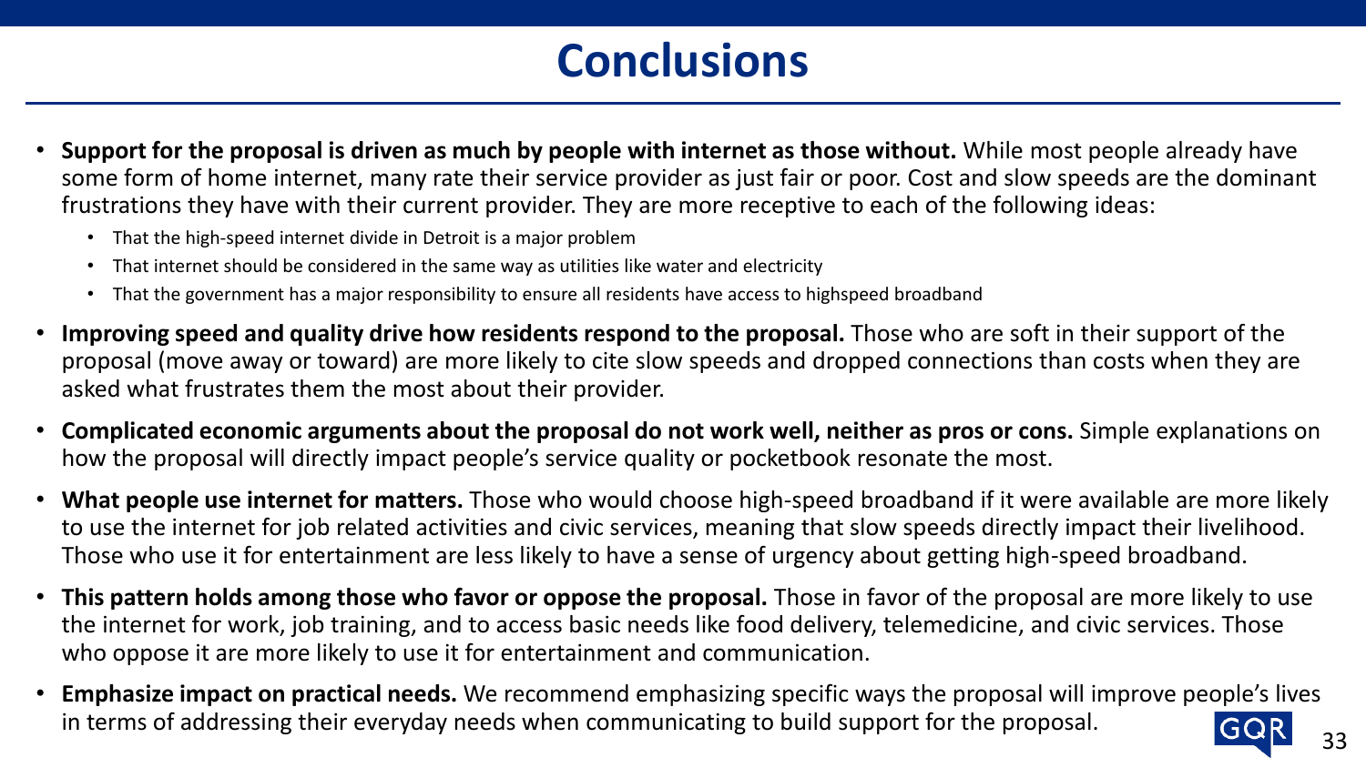# Conclusions

- **Support for the proposal is driven as much by people with internet as those without.** While most people already have some form of home internet, many rate their service provider as just fair or poor. Cost and slow speeds are the dominant frustrations they have with their current provider. They are more receptive to each of the following ideas:
  - That the high-speed internet divide in Detroit is a major problem
  - That internet should be considered in the same way as utilities like water and electricity
  - That the government has a major responsibility to ensure all residents have access to highspeed broadband
- **Improving speed and quality drive how residents respond to the proposal.** Those who are soft in their support of the proposal (move away or toward) are more likely to cite slow speeds and dropped connections than costs when they are asked what frustrates them the most about their provider.
- **Complicated economic arguments about the proposal do not work well, neither as pros or cons.** Simple explanations on how the proposal will directly impact people's service quality or pocketbook resonate the most.
- **What people use internet for matters.** Those who would choose high-speed broadband if it were available are more likely to use the internet for job related activities and civic services, meaning that slow speeds directly impact their livelihood. Those who use it for entertainment are less likely to have a sense of urgency about getting high-speed broadband.
- **This pattern holds among those who favor or oppose the proposal.** Those in favor of the proposal are more likely to use the internet for work, job training, and to access basic needs like food delivery, telemedicine, and civic services. Those who oppose it are more likely to use it for entertainment and communication.
- **Emphasize impact on practical needs.** We recommend emphasizing specific ways the proposal will improve people's lives in terms of addressing their everyday needs when communicating to build support for the proposal.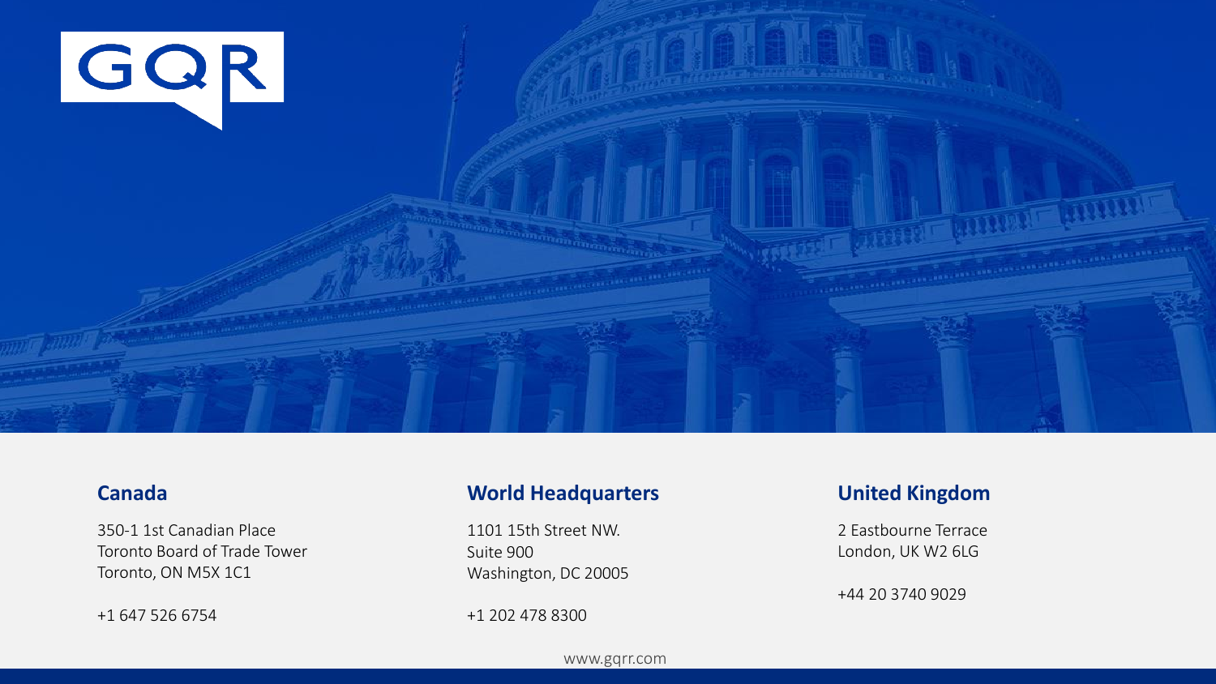GQR

## Canada

350-1 1st Canadian Place
Toronto Board of Trade Tower
Toronto, ON M5X 1C1

+1 647 526 6754

## World Headquarters

1101 15th Street NW.
Suite 900
Washington, DC 20005

+1 202 478 8300

## United Kingdom

2 Eastbourne Terrace
London, UK W2 6LG

+44 20 3740 9029

www.gqrr.com